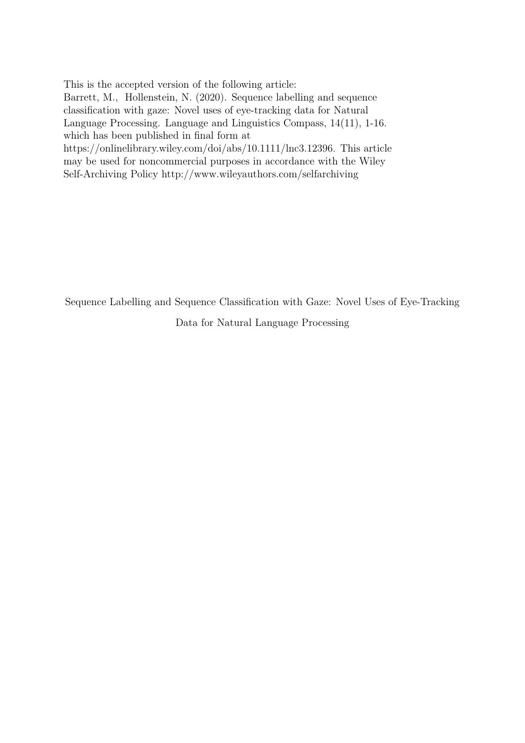This is the accepted version of the following article:
Barrett, M., Hollenstein, N. (2020). Sequence labelling and sequence classification with gaze: Novel uses of eye-tracking data for Natural Language Processing. Language and Linguistics Compass, 14(11), 1-16. which has been published in final form at https://onlinelibrary.wiley.com/doi/abs/10.1111/lnc3.12396. This article may be used for noncommercial purposes in accordance with the Wiley Self-Archiving Policy http://www.wileyauthors.com/selfarchiving

# Sequence Labelling and Sequence Classification with Gaze: Novel Uses of Eye-Tracking Data for Natural Language Processing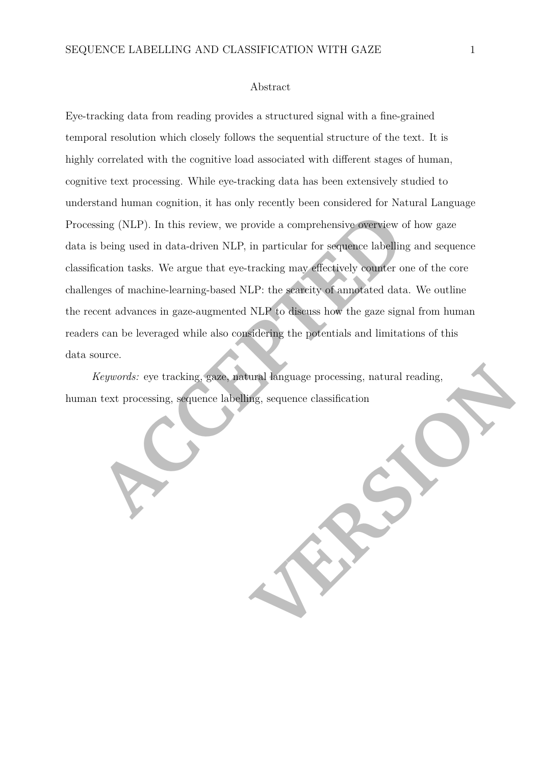## Abstract

Eye-tracking data from reading provides a structured signal with a fine-grained temporal resolution which closely follows the sequential structure of the text. It is highly correlated with the cognitive load associated with different stages of human, cognitive text processing. While eye-tracking data has been extensively studied to understand human cognition, it has only recently been considered for Natural Language Processing (NLP). In this review, we provide a comprehensive overview of how gaze data is being used in data-driven NLP, in particular for sequence labelling and sequence classification tasks. We argue that eye-tracking may effectively counter one of the core challenges of machine-learning-based NLP: the scarcity of annotated data. We outline the recent advances in gaze-augmented NLP to discuss how the gaze signal from human readers can be leveraged while also considering the potentials and limitations of this data source.

*Keywords:* eye tracking, gaze, natural language processing, natural reading, human text processing, sequence labelling, sequence classification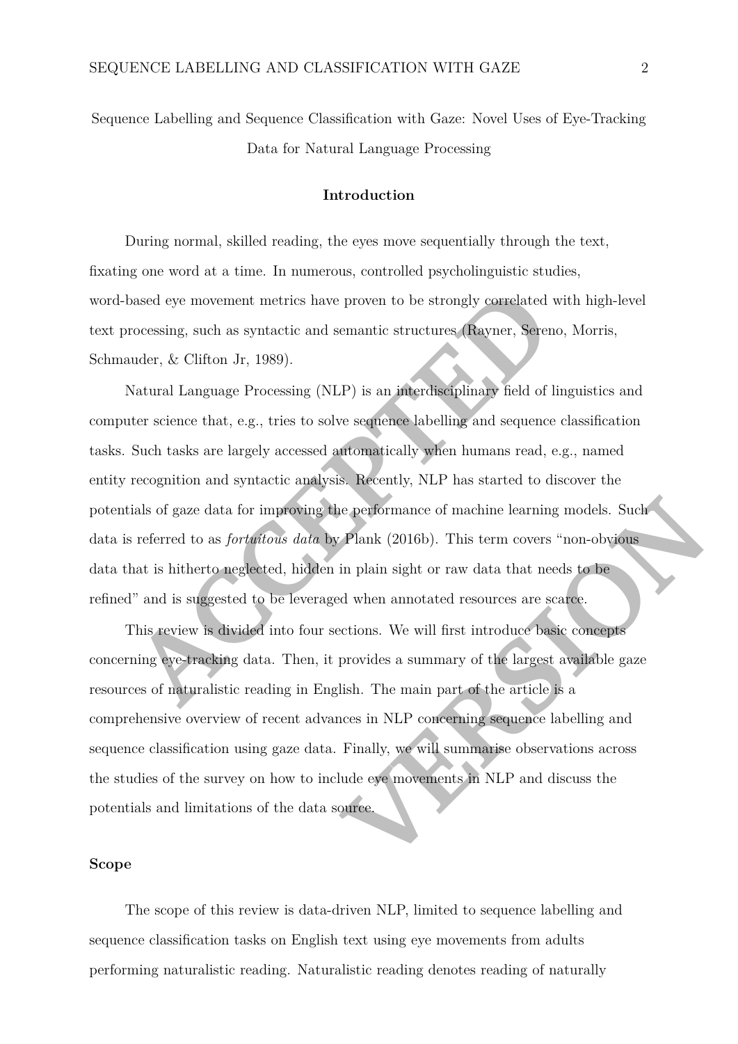Sequence Labelling and Sequence Classification with Gaze: Novel Uses of Eye-Tracking Data for Natural Language Processing

## Introduction

During normal, skilled reading, the eyes move sequentially through the text, fixating one word at a time. In numerous, controlled psycholinguistic studies, word-based eye movement metrics have proven to be strongly correlated with high-level text processing, such as syntactic and semantic structures (Rayner, Sereno, Morris, Schmauder, & Clifton Jr, 1989).

Natural Language Processing (NLP) is an interdisciplinary field of linguistics and computer science that, e.g., tries to solve sequence labelling and sequence classification tasks. Such tasks are largely accessed automatically when humans read, e.g., named entity recognition and syntactic analysis. Recently, NLP has started to discover the potentials of gaze data for improving the performance of machine learning models. Such data is referred to as *fortuitous data* by Plank (2016b). This term covers "non-obvious data that is hitherto neglected, hidden in plain sight or raw data that needs to be refined" and is suggested to be leveraged when annotated resources are scarce.

This review is divided into four sections. We will first introduce basic concepts concerning eye-tracking data. Then, it provides a summary of the largest available gaze resources of naturalistic reading in English. The main part of the article is a comprehensive overview of recent advances in NLP concerning sequence labelling and sequence classification using gaze data. Finally, we will summarise observations across the studies of the survey on how to include eye movements in NLP and discuss the potentials and limitations of the data source.

### Scope

The scope of this review is data-driven NLP, limited to sequence labelling and sequence classification tasks on English text using eye movements from adults performing naturalistic reading. Naturalistic reading denotes reading of naturally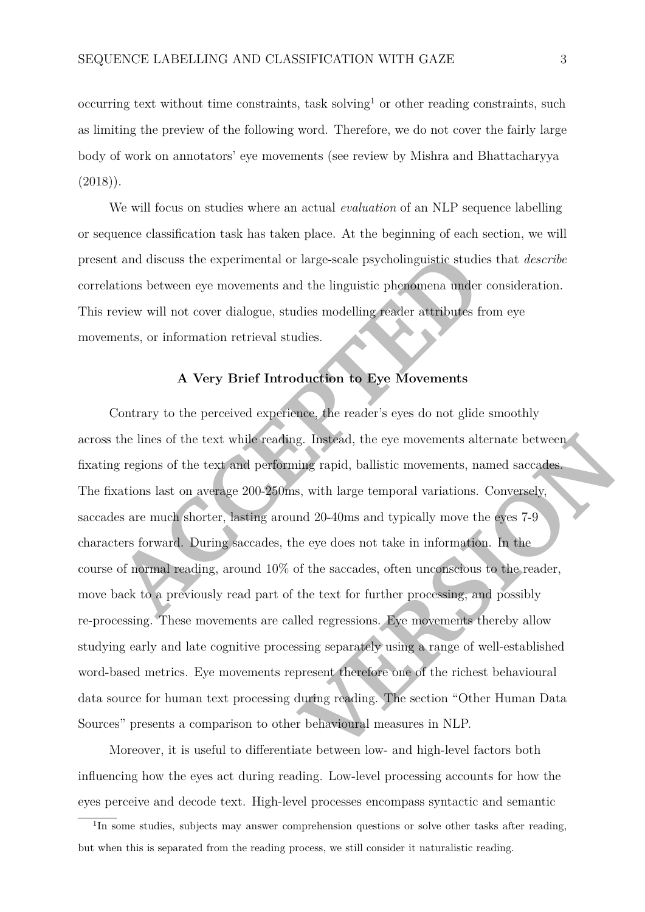occurring text without time constraints, task solving[1] or other reading constraints, such as limiting the preview of the following word. Therefore, we do not cover the fairly large body of work on annotators' eye movements (see review by Mishra and Bhattacharyya (2018)).

We will focus on studies where an actual *evaluation* of an NLP sequence labelling or sequence classification task has taken place. At the beginning of each section, we will present and discuss the experimental or large-scale psycholinguistic studies that *describe* correlations between eye movements and the linguistic phenomena under consideration. This review will not cover dialogue, studies modelling reader attributes from eye movements, or information retrieval studies.

## A Very Brief Introduction to Eye Movements

Contrary to the perceived experience, the reader's eyes do not glide smoothly across the lines of the text while reading. Instead, the eye movements alternate between fixating regions of the text and performing rapid, ballistic movements, named saccades. The fixations last on average 200-250ms, with large temporal variations. Conversely, saccades are much shorter, lasting around 20-40ms and typically move the eyes 7-9 characters forward. During saccades, the eye does not take in information. In the course of normal reading, around 10% of the saccades, often unconscious to the reader, move back to a previously read part of the text for further processing, and possibly re-processing. These movements are called regressions. Eye movements thereby allow studying early and late cognitive processing separately using a range of well-established word-based metrics. Eye movements represent therefore one of the richest behavioural data source for human text processing during reading. The section "Other Human Data Sources" presents a comparison to other behavioural measures in NLP.

Moreover, it is useful to differentiate between low- and high-level factors both influencing how the eyes act during reading. Low-level processing accounts for how the eyes perceive and decode text. High-level processes encompass syntactic and semantic

[1] In some studies, subjects may answer comprehension questions or solve other tasks after reading, but when this is separated from the reading process, we still consider it naturalistic reading.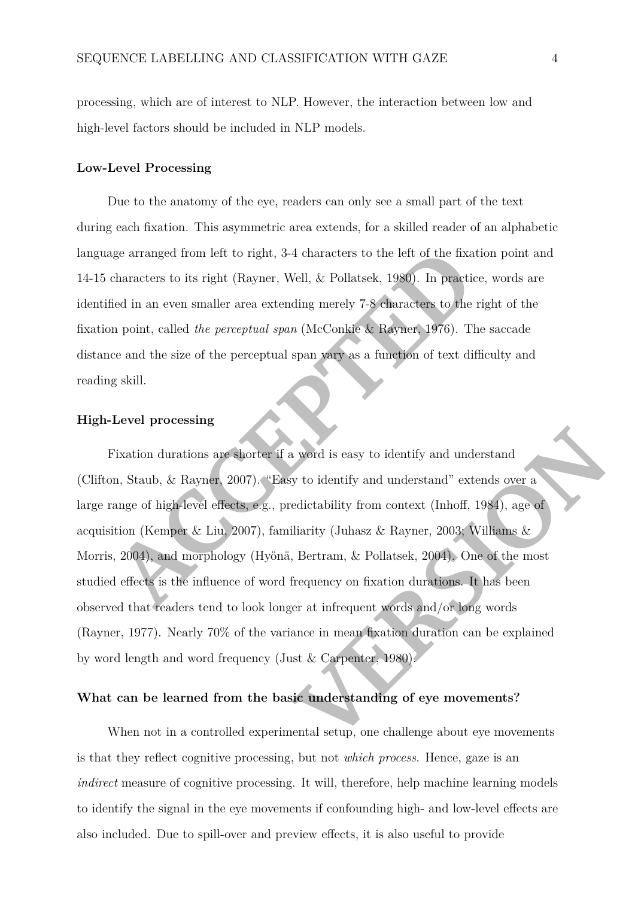processing, which are of interest to NLP. However, the interaction between low and high-level factors should be included in NLP models.

### Low-Level Processing

Due to the anatomy of the eye, readers can only see a small part of the text during each fixation. This asymmetric area extends, for a skilled reader of an alphabetic language arranged from left to right, 3-4 characters to the left of the fixation point and 14-15 characters to its right (Rayner, Well, & Pollatsek, 1980). In practice, words are identified in an even smaller area extending merely 7-8 characters to the right of the fixation point, called *the perceptual span* (McConkie & Rayner, 1976). The saccade distance and the size of the perceptual span vary as a function of text difficulty and reading skill.

### High-Level processing

Fixation durations are shorter if a word is easy to identify and understand (Clifton, Staub, & Rayner, 2007). "Easy to identify and understand" extends over a large range of high-level effects, e.g., predictability from context (Inhoff, 1984), age of acquisition (Kemper & Liu, 2007), familiarity (Juhasz & Rayner, 2003; Williams & Morris, 2004), and morphology (Hyönä, Bertram, & Pollatsek, 2004). One of the most studied effects is the influence of word frequency on fixation durations. It has been observed that readers tend to look longer at infrequent words and/or long words (Rayner, 1977). Nearly 70% of the variance in mean fixation duration can be explained by word length and word frequency (Just & Carpenter, 1980).

### What can be learned from the basic understanding of eye movements?

When not in a controlled experimental setup, one challenge about eye movements is that they reflect cognitive processing, but not *which process*. Hence, gaze is an *indirect* measure of cognitive processing. It will, therefore, help machine learning models to identify the signal in the eye movements if confounding high- and low-level effects are also included. Due to spill-over and preview effects, it is also useful to provide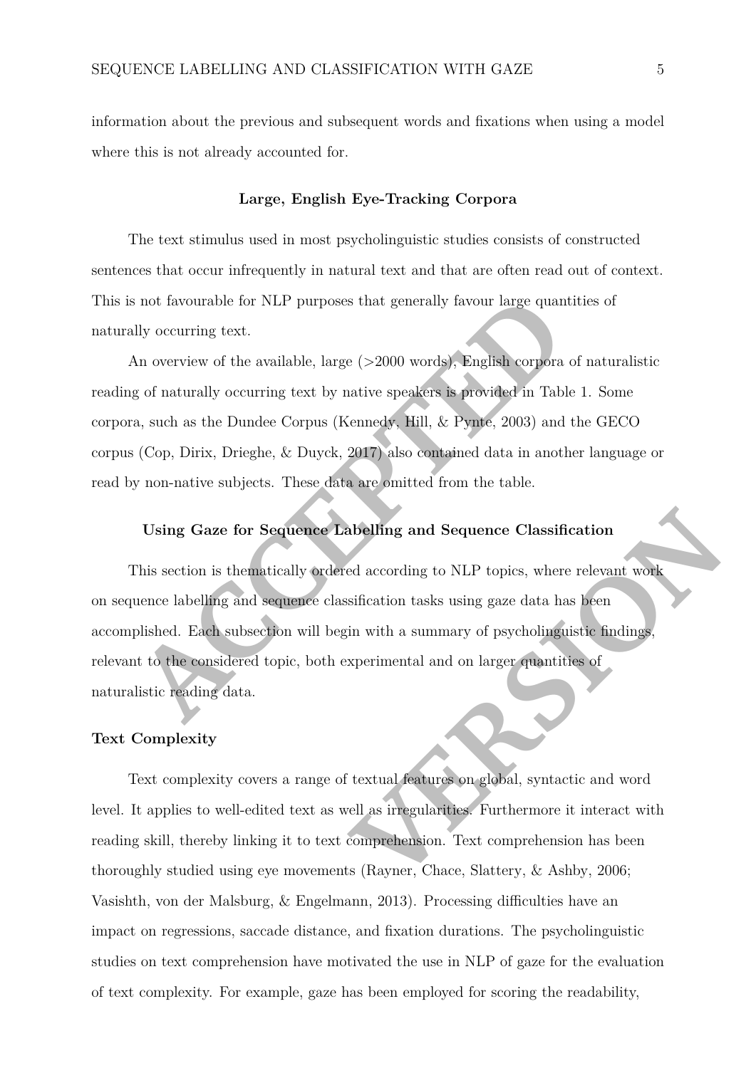information about the previous and subsequent words and fixations when using a model where this is not already accounted for.

## Large, English Eye-Tracking Corpora

The text stimulus used in most psycholinguistic studies consists of constructed sentences that occur infrequently in natural text and that are often read out of context. This is not favourable for NLP purposes that generally favour large quantities of naturally occurring text.

An overview of the available, large (>2000 words), English corpora of naturalistic reading of naturally occurring text by native speakers is provided in Table 1. Some corpora, such as the Dundee Corpus (Kennedy, Hill, & Pynte, 2003) and the GECO corpus (Cop, Dirix, Drieghe, & Duyck, 2017) also contained data in another language or read by non-native subjects. These data are omitted from the table.

## Using Gaze for Sequence Labelling and Sequence Classification

This section is thematically ordered according to NLP topics, where relevant work on sequence labelling and sequence classification tasks using gaze data has been accomplished. Each subsection will begin with a summary of psycholinguistic findings, relevant to the considered topic, both experimental and on larger quantities of naturalistic reading data.

### Text Complexity

Text complexity covers a range of textual features on global, syntactic and word level. It applies to well-edited text as well as irregularities. Furthermore it interact with reading skill, thereby linking it to text comprehension. Text comprehension has been thoroughly studied using eye movements (Rayner, Chace, Slattery, & Ashby, 2006; Vasishth, von der Malsburg, & Engelmann, 2013). Processing difficulties have an impact on regressions, saccade distance, and fixation durations. The psycholinguistic studies on text comprehension have motivated the use in NLP of gaze for the evaluation of text complexity. For example, gaze has been employed for scoring the readability,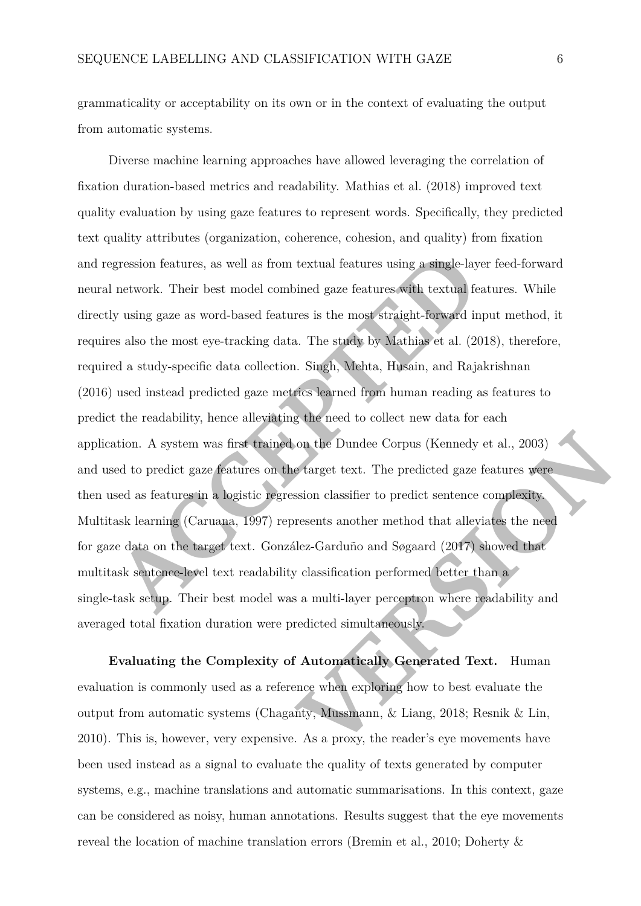grammaticality or acceptability on its own or in the context of evaluating the output from automatic systems.

Diverse machine learning approaches have allowed leveraging the correlation of fixation duration-based metrics and readability. Mathias et al. (2018) improved text quality evaluation by using gaze features to represent words. Specifically, they predicted text quality attributes (organization, coherence, cohesion, and quality) from fixation and regression features, as well as from textual features using a single-layer feed-forward neural network. Their best model combined gaze features with textual features. While directly using gaze as word-based features is the most straight-forward input method, it requires also the most eye-tracking data. The study by Mathias et al. (2018), therefore, required a study-specific data collection. Singh, Mehta, Husain, and Rajakrishnan (2016) used instead predicted gaze metrics learned from human reading as features to predict the readability, hence alleviating the need to collect new data for each application. A system was first trained on the Dundee Corpus (Kennedy et al., 2003) and used to predict gaze features on the target text. The predicted gaze features were then used as features in a logistic regression classifier to predict sentence complexity. Multitask learning (Caruana, 1997) represents another method that alleviates the need for gaze data on the target text. González-Garduño and Søgaard (2017) showed that multitask sentence-level text readability classification performed better than a single-task setup. Their best model was a multi-layer perceptron where readability and averaged total fixation duration were predicted simultaneously.

**Evaluating the Complexity of Automatically Generated Text.** Human evaluation is commonly used as a reference when exploring how to best evaluate the output from automatic systems (Chaganty, Mussmann, & Liang, 2018; Resnik & Lin, 2010). This is, however, very expensive. As a proxy, the reader's eye movements have been used instead as a signal to evaluate the quality of texts generated by computer systems, e.g., machine translations and automatic summarisations. In this context, gaze can be considered as noisy, human annotations. Results suggest that the eye movements reveal the location of machine translation errors (Bremin et al., 2010; Doherty &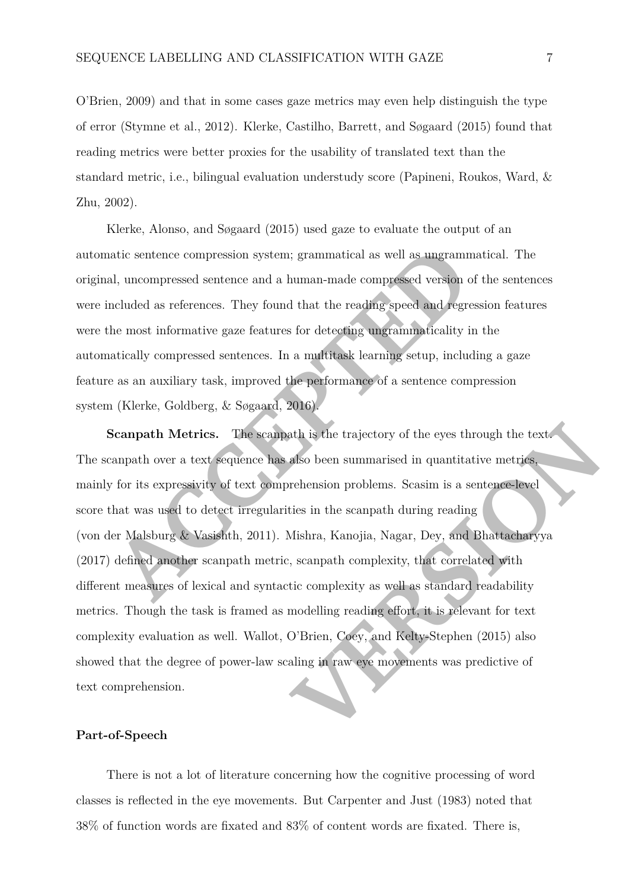O'Brien, 2009) and that in some cases gaze metrics may even help distinguish the type of error (Stymne et al., 2012). Klerke, Castilho, Barrett, and Søgaard (2015) found that reading metrics were better proxies for the usability of translated text than the standard metric, i.e., bilingual evaluation understudy score (Papineni, Roukos, Ward, & Zhu, 2002).

Klerke, Alonso, and Søgaard (2015) used gaze to evaluate the output of an automatic sentence compression system; grammatical as well as ungrammatical. The original, uncompressed sentence and a human-made compressed version of the sentences were included as references. They found that the reading speed and regression features were the most informative gaze features for detecting ungrammaticality in the automatically compressed sentences. In a multitask learning setup, including a gaze feature as an auxiliary task, improved the performance of a sentence compression system (Klerke, Goldberg, & Søgaard, 2016).

**Scanpath Metrics.** The scanpath is the trajectory of the eyes through the text. The scanpath over a text sequence has also been summarised in quantitative metrics, mainly for its expressivity of text comprehension problems. Scasim is a sentence-level score that was used to detect irregularities in the scanpath during reading (von der Malsburg & Vasishth, 2011). Mishra, Kanojia, Nagar, Dey, and Bhattacharyya (2017) defined another scanpath metric, scanpath complexity, that correlated with different measures of lexical and syntactic complexity as well as standard readability metrics. Though the task is framed as modelling reading effort, it is relevant for text complexity evaluation as well. Wallot, O'Brien, Coey, and Kelty-Stephen (2015) also showed that the degree of power-law scaling in raw eye movements was predictive of text comprehension.

### Part-of-Speech

There is not a lot of literature concerning how the cognitive processing of word classes is reflected in the eye movements. But Carpenter and Just (1983) noted that 38% of function words are fixated and 83% of content words are fixated. There is,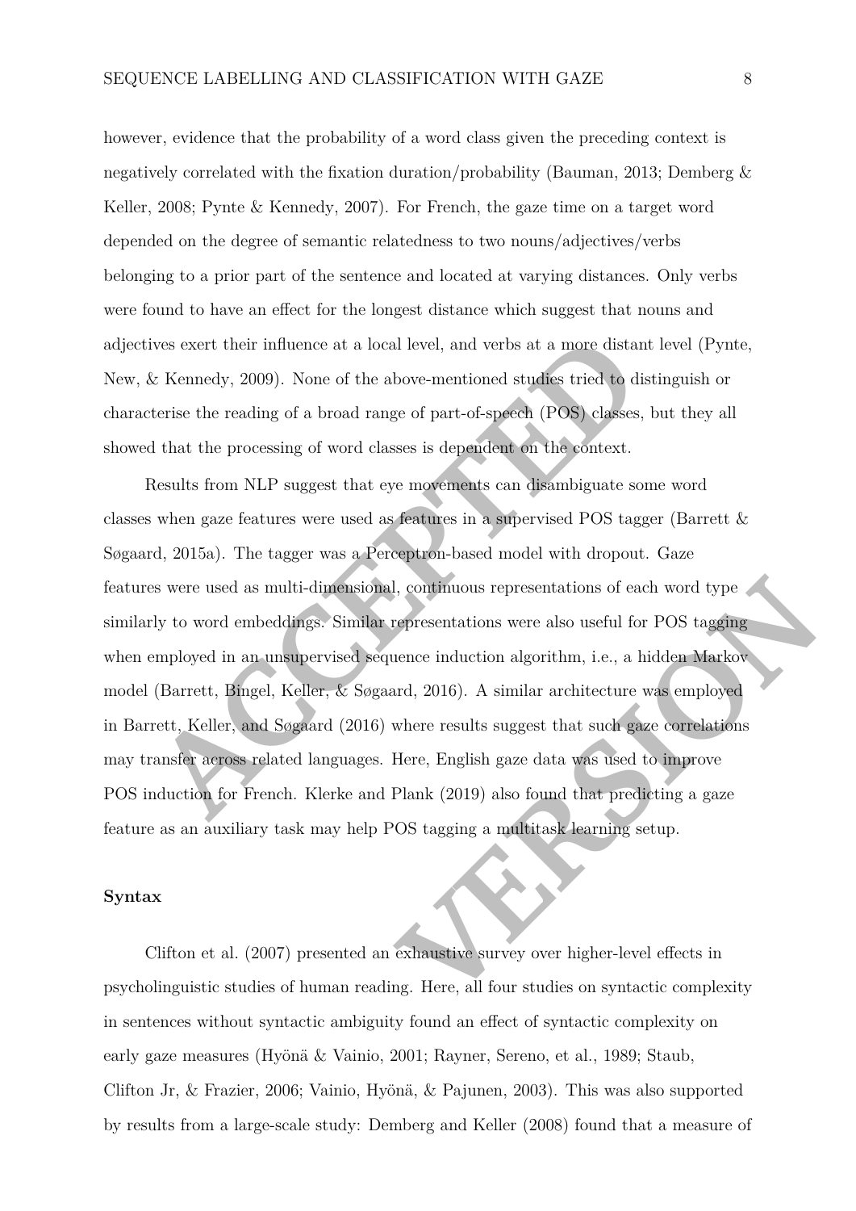however, evidence that the probability of a word class given the preceding context is negatively correlated with the fixation duration/probability (Bauman, 2013; Demberg & Keller, 2008; Pynte & Kennedy, 2007). For French, the gaze time on a target word depended on the degree of semantic relatedness to two nouns/adjectives/verbs belonging to a prior part of the sentence and located at varying distances. Only verbs were found to have an effect for the longest distance which suggest that nouns and adjectives exert their influence at a local level, and verbs at a more distant level (Pynte, New, & Kennedy, 2009). None of the above-mentioned studies tried to distinguish or characterise the reading of a broad range of part-of-speech (POS) classes, but they all showed that the processing of word classes is dependent on the context.

Results from NLP suggest that eye movements can disambiguate some word classes when gaze features were used as features in a supervised POS tagger (Barrett & Søgaard, 2015a). The tagger was a Perceptron-based model with dropout. Gaze features were used as multi-dimensional, continuous representations of each word type similarly to word embeddings. Similar representations were also useful for POS tagging when employed in an unsupervised sequence induction algorithm, i.e., a hidden Markov model (Barrett, Bingel, Keller, & Søgaard, 2016). A similar architecture was employed in Barrett, Keller, and Søgaard (2016) where results suggest that such gaze correlations may transfer across related languages. Here, English gaze data was used to improve POS induction for French. Klerke and Plank (2019) also found that predicting a gaze feature as an auxiliary task may help POS tagging a multitask learning setup.

## Syntax

Clifton et al. (2007) presented an exhaustive survey over higher-level effects in psycholinguistic studies of human reading. Here, all four studies on syntactic complexity in sentences without syntactic ambiguity found an effect of syntactic complexity on early gaze measures (Hyönä & Vainio, 2001; Rayner, Sereno, et al., 1989; Staub, Clifton Jr, & Frazier, 2006; Vainio, Hyönä, & Pajunen, 2003). This was also supported by results from a large-scale study: Demberg and Keller (2008) found that a measure of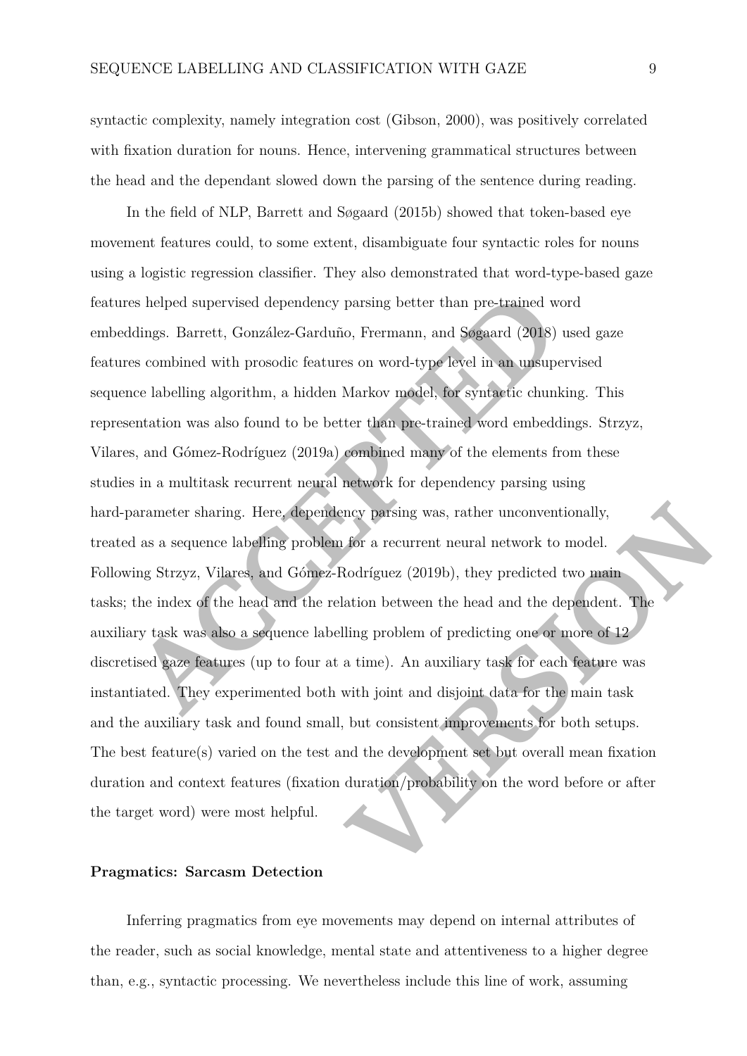syntactic complexity, namely integration cost (Gibson, 2000), was positively correlated with fixation duration for nouns. Hence, intervening grammatical structures between the head and the dependant slowed down the parsing of the sentence during reading.

In the field of NLP, Barrett and Søgaard (2015b) showed that token-based eye movement features could, to some extent, disambiguate four syntactic roles for nouns using a logistic regression classifier. They also demonstrated that word-type-based gaze features helped supervised dependency parsing better than pre-trained word embeddings. Barrett, González-Garduño, Fremann, and Søgaard (2018) used gaze features combined with prosodic features on word-type level in an unsupervised sequence labelling algorithm, a hidden Markov model, for syntactic chunking. This representation was also found to be better than pre-trained word embeddings. Strzyz, Vilares, and Gómez-Rodríguez (2019a) combined many of the elements from these studies in a multitask recurrent neural network for dependency parsing using hard-parameter sharing. Here, dependency parsing was, rather unconventionally, treated as a sequence labelling problem for a recurrent neural network to model. Following Strzyz, Vilares, and Gómez-Rodríguez (2019b), they predicted two main tasks; the index of the head and the relation between the head and the dependent. The auxiliary task was also a sequence labelling problem of predicting one or more of 12 discretised gaze features (up to four at a time). An auxiliary task for each feature was instantiated. They experimented both with joint and disjoint data for the main task and the auxiliary task and found small, but consistent improvements for both setups. The best feature(s) varied on the test and the development set but overall mean fixation duration and context features (fixation duration/probability on the word before or after the target word) were most helpful.

**Pragmatics: Sarcasm Detection**

Inferring pragmatics from eye movements may depend on internal attributes of the reader, such as social knowledge, mental state and attentiveness to a higher degree than, e.g., syntactic processing. We nevertheless include this line of work, assuming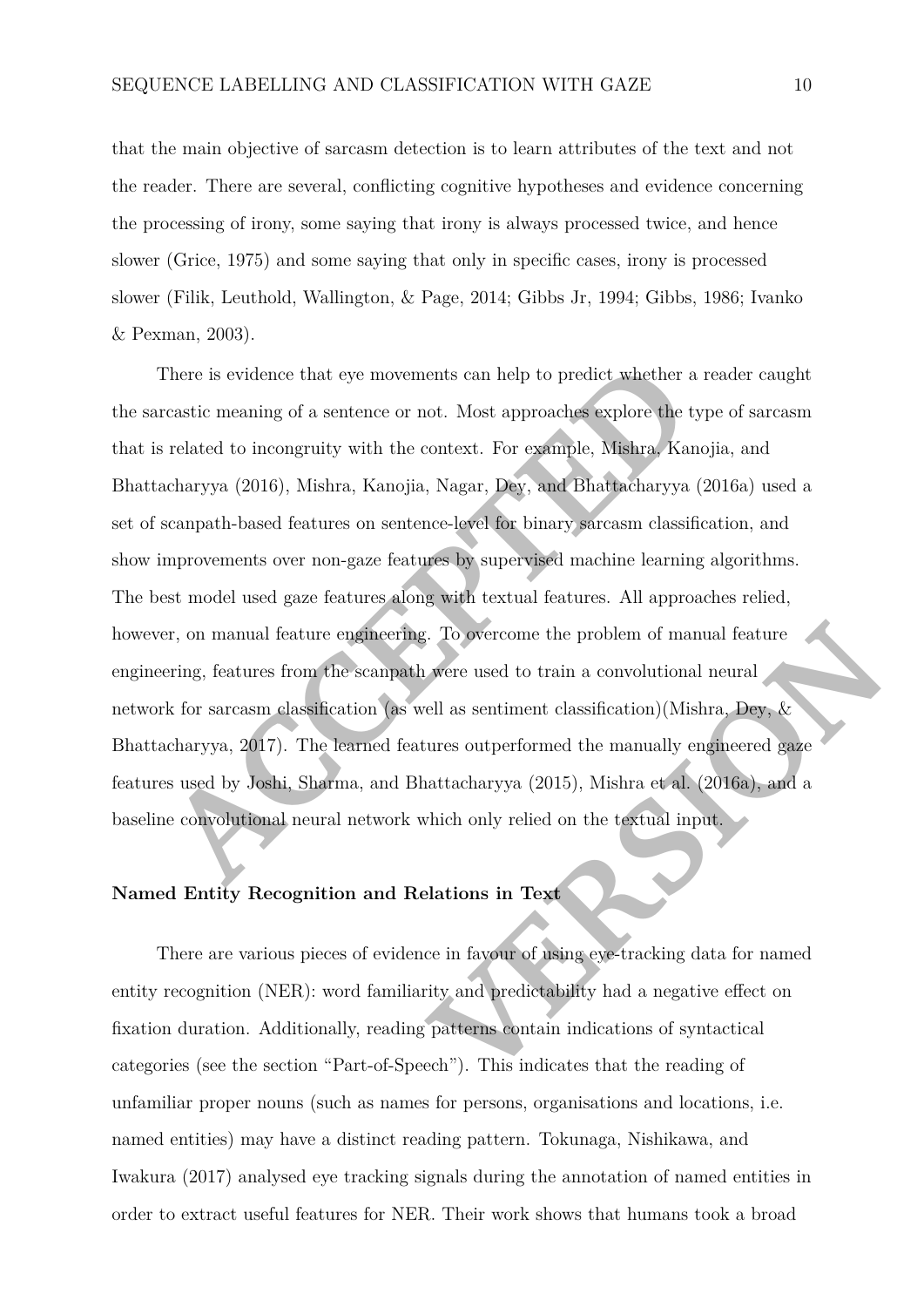that the main objective of sarcasm detection is to learn attributes of the text and not the reader. There are several, conflicting cognitive hypotheses and evidence concerning the processing of irony, some saying that irony is always processed twice, and hence slower (Grice, 1975) and some saying that only in specific cases, irony is processed slower (Filik, Leuthold, Wallington, & Page, 2014; Gibbs Jr, 1994; Gibbs, 1986; Ivanko & Pexman, 2003).

There is evidence that eye movements can help to predict whether a reader caught the sarcastic meaning of a sentence or not. Most approaches explore the type of sarcasm that is related to incongruity with the context. For example, Mishra, Kanojia, and Bhattacharyya (2016), Mishra, Kanojia, Nagar, Dey, and Bhattacharyya (2016a) used a set of scanpath-based features on sentence-level for binary sarcasm classification, and show improvements over non-gaze features by supervised machine learning algorithms. The best model used gaze features along with textual features. All approaches relied, however, on manual feature engineering. To overcome the problem of manual feature engineering, features from the scanpath were used to train a convolutional neural network for sarcasm classification (as well as sentiment classification)(Mishra, Dey, & Bhattacharyya, 2017). The learned features outperformed the manually engineered gaze features used by Joshi, Sharma, and Bhattacharyya (2015), Mishra et al. (2016a), and a baseline convolutional neural network which only relied on the textual input.

### Named Entity Recognition and Relations in Text

There are various pieces of evidence in favour of using eye-tracking data for named entity recognition (NER): word familiarity and predictability had a negative effect on fixation duration. Additionally, reading patterns contain indications of syntactical categories (see the section "Part-of-Speech"). This indicates that the reading of unfamiliar proper nouns (such as names for persons, organisations and locations, i.e. named entities) may have a distinct reading pattern. Tokunaga, Nishikawa, and Iwakura (2017) analysed eye tracking signals during the annotation of named entities in order to extract useful features for NER. Their work shows that humans took a broad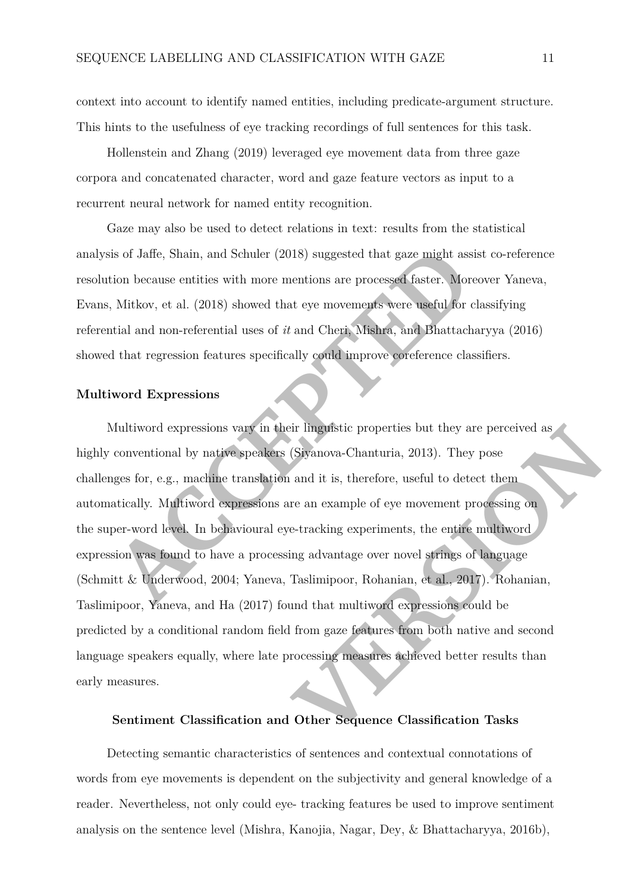context into account to identify named entities, including predicate-argument structure. This hints to the usefulness of eye tracking recordings of full sentences for this task.

Hollenstein and Zhang (2019) leveraged eye movement data from three gaze corpora and concatenated character, word and gaze feature vectors as input to a recurrent neural network for named entity recognition.

Gaze may also be used to detect relations in text: results from the statistical analysis of Jaffe, Shain, and Schuler (2018) suggested that gaze might assist co-reference resolution because entities with more mentions are processed faster. Moreover Yaneva, Evans, Mitkov, et al. (2018) showed that eye movements were useful for classifying referential and non-referential uses of *it* and Cheri, Mishra, and Bhattacharyya (2016) showed that regression features specifically could improve coreference classifiers.

### Multiword Expressions

Multiword expressions vary in their linguistic properties but they are perceived as highly conventional by native speakers (Siyanova-Chanturia, 2013). They pose challenges for, e.g., machine translation and it is, therefore, useful to detect them automatically. Multiword expressions are an example of eye movement processing on the super-word level. In behavioural eye-tracking experiments, the entire multiword expression was found to have a processing advantage over novel strings of language (Schmitt & Underwood, 2004; Yaneva, Taslimipoor, Rohanian, et al., 2017). Rohanian, Taslimipoor, Yaneva, and Ha (2017) found that multiword expressions could be predicted by a conditional random field from gaze features from both native and second language speakers equally, where late processing measures achieved better results than early measures.

## Sentiment Classification and Other Sequence Classification Tasks

Detecting semantic characteristics of sentences and contextual connotations of words from eye movements is dependent on the subjectivity and general knowledge of a reader. Nevertheless, not only could eye- tracking features be used to improve sentiment analysis on the sentence level (Mishra, Kanojia, Nagar, Dey, & Bhattacharyya, 2016b),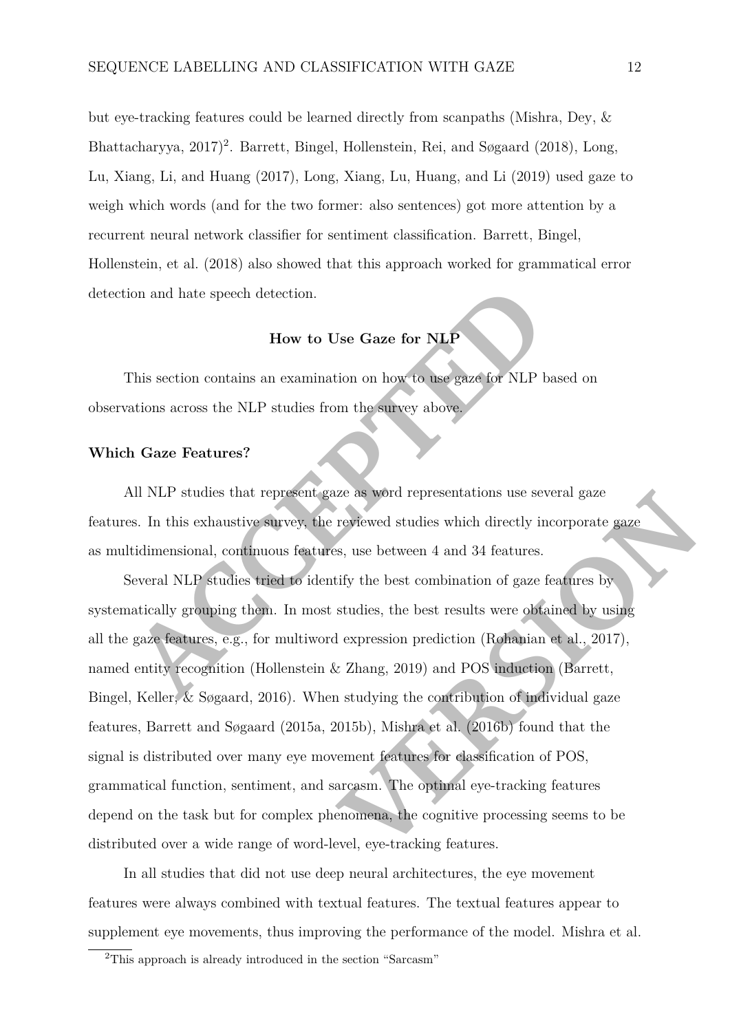but eye-tracking features could be learned directly from scanpaths (Mishra, Dey, & Bhattacharyya, 2017)[2]. Barrett, Bingel, Hollenstein, Rei, and Søgaard (2018), Long, Lu, Xiang, Li, and Huang (2017), Long, Xiang, Lu, Huang, and Li (2019) used gaze to weigh which words (and for the two former: also sentences) got more attention by a recurrent neural network classifier for sentiment classification. Barrett, Bingel, Hollenstein, et al. (2018) also showed that this approach worked for grammatical error detection and hate speech detection.

## How to Use Gaze for NLP

This section contains an examination on how to use gaze for NLP based on observations across the NLP studies from the survey above.

### Which Gaze Features?

All NLP studies that represent gaze as word representations use several gaze features. In this exhaustive survey, the reviewed studies which directly incorporate gaze as multidimensional, continuous features, use between 4 and 34 features.

Several NLP studies tried to identify the best combination of gaze features by systematically grouping them. In most studies, the best results were obtained by using all the gaze features, e.g., for multiword expression prediction (Rohanian et al., 2017), named entity recognition (Hollenstein & Zhang, 2019) and POS induction (Barrett, Bingel, Keller, & Søgaard, 2016). When studying the contribution of individual gaze features, Barrett and Søgaard (2015a, 2015b), Mishra et al. (2016b) found that the signal is distributed over many eye movement features for classification of POS, grammatical function, sentiment, and sarcasm. The optimal eye-tracking features depend on the task but for complex phenomena, the cognitive processing seems to be distributed over a wide range of word-level, eye-tracking features.

In all studies that did not use deep neural architectures, the eye movement features were always combined with textual features. The textual features appear to supplement eye movements, thus improving the performance of the model. Mishra et al.

[2] This approach is already introduced in the section "Sarcasm"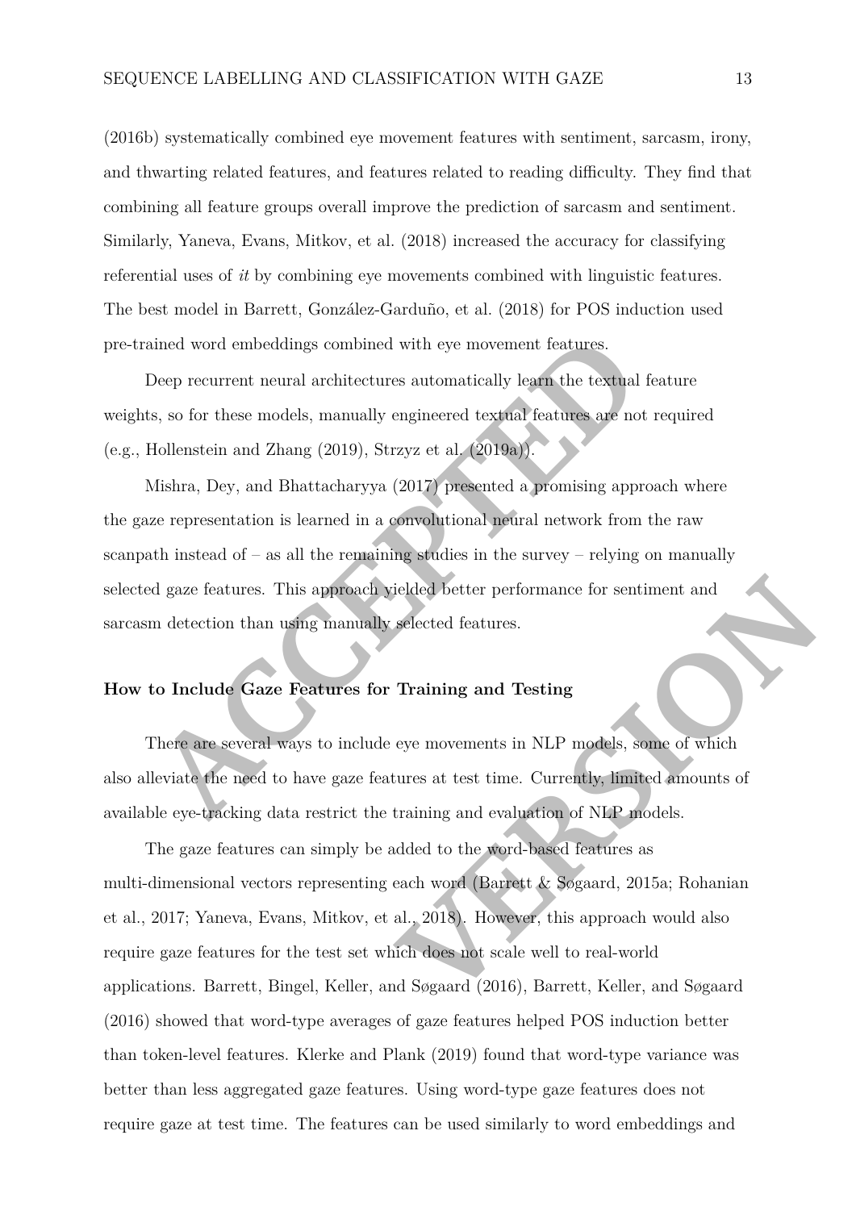(2016b) systematically combined eye movement features with sentiment, sarcasm, irony, and thwarting related features, and features related to reading difficulty. They find that combining all feature groups overall improve the prediction of sarcasm and sentiment. Similarly, Yaneva, Evans, Mitkov, et al. (2018) increased the accuracy for classifying referential uses of *it* by combining eye movements combined with linguistic features. The best model in Barrett, González-Garduño, et al. (2018) for POS induction used pre-trained word embeddings combined with eye movement features.

Deep recurrent neural architectures automatically learn the textual feature weights, so for these models, manually engineered textual features are not required (e.g., Hollenstein and Zhang (2019), Strzyz et al. (2019a)).

Mishra, Dey, and Bhattacharyya (2017) presented a promising approach where the gaze representation is learned in a convolutional neural network from the raw scanpath instead of – as all the remaining studies in the survey – relying on manually selected gaze features. This approach yielded better performance for sentiment and sarcasm detection than using manually selected features.

## How to Include Gaze Features for Training and Testing

There are several ways to include eye movements in NLP models, some of which also alleviate the need to have gaze features at test time. Currently, limited amounts of available eye-tracking data restrict the training and evaluation of NLP models.

The gaze features can simply be added to the word-based features as multi-dimensional vectors representing each word (Barrett & Søgaard, 2015a; Rohanian et al., 2017; Yaneva, Evans, Mitkov, et al., 2018). However, this approach would also require gaze features for the test set which does not scale well to real-world applications. Barrett, Bingel, Keller, and Søgaard (2016), Barrett, Keller, and Søgaard (2016) showed that word-type averages of gaze features helped POS induction better than token-level features. Klerke and Plank (2019) found that word-type variance was better than less aggregated gaze features. Using word-type gaze features does not require gaze at test time. The features can be used similarly to word embeddings and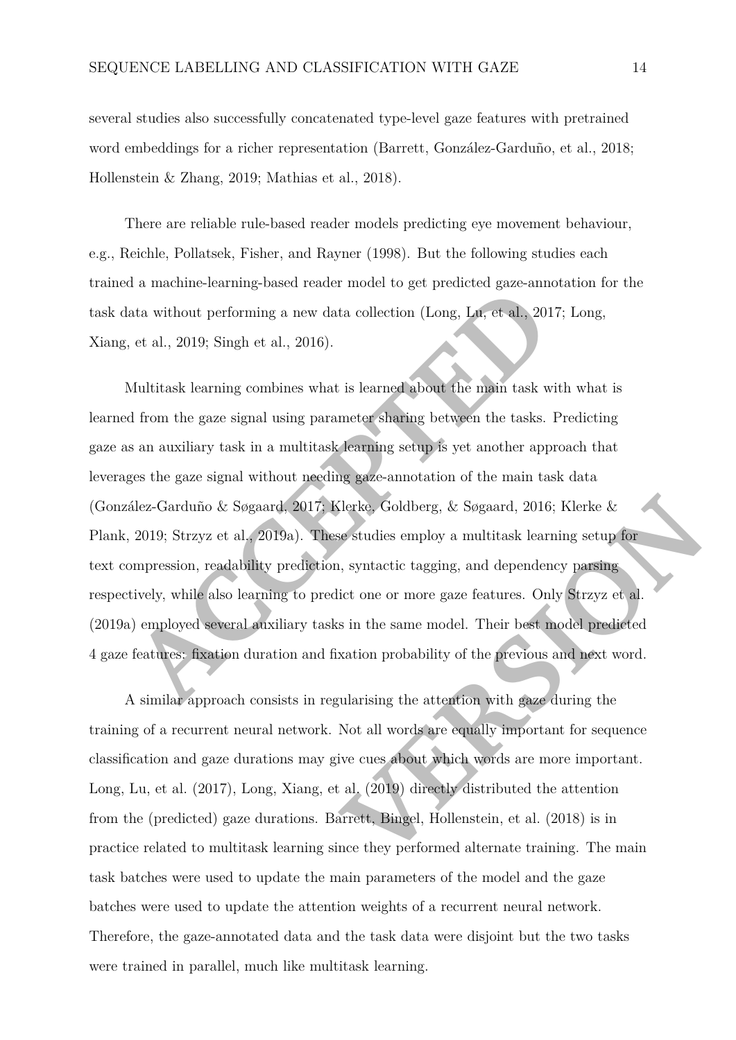several studies also successfully concatenated type-level gaze features with pretrained word embeddings for a richer representation (Barrett, González-Garduño, et al., 2018; Hollenstein & Zhang, 2019; Mathias et al., 2018).

There are reliable rule-based reader models predicting eye movement behaviour, e.g., Reichle, Pollatsek, Fisher, and Rayner (1998). But the following studies each trained a machine-learning-based reader model to get predicted gaze-annotation for the task data without performing a new data collection (Long, Lu, et al., 2017; Long, Xiang, et al., 2019; Singh et al., 2016).

Multitask learning combines what is learned about the main task with what is learned from the gaze signal using parameter sharing between the tasks. Predicting gaze as an auxiliary task in a multitask learning setup is yet another approach that leverages the gaze signal without needing gaze-annotation of the main task data (González-Garduño & Søgaard, 2017; Klerke, Goldberg, & Søgaard, 2016; Klerke & Plank, 2019; Strzyz et al., 2019a). These studies employ a multitask learning setup for text compression, readability prediction, syntactic tagging, and dependency parsing respectively, while also learning to predict one or more gaze features. Only Strzyz et al. (2019a) employed several auxiliary tasks in the same model. Their best model predicted 4 gaze features: fixation duration and fixation probability of the previous and next word.

A similar approach consists in regularising the attention with gaze during the training of a recurrent neural network. Not all words are equally important for sequence classification and gaze durations may give cues about which words are more important. Long, Lu, et al. (2017), Long, Xiang, et al. (2019) directly distributed the attention from the (predicted) gaze durations. Barrett, Bingel, Hollenstein, et al. (2018) is in practice related to multitask learning since they performed alternate training. The main task batches were used to update the main parameters of the model and the gaze batches were used to update the attention weights of a recurrent neural network. Therefore, the gaze-annotated data and the task data were disjoint but the two tasks were trained in parallel, much like multitask learning.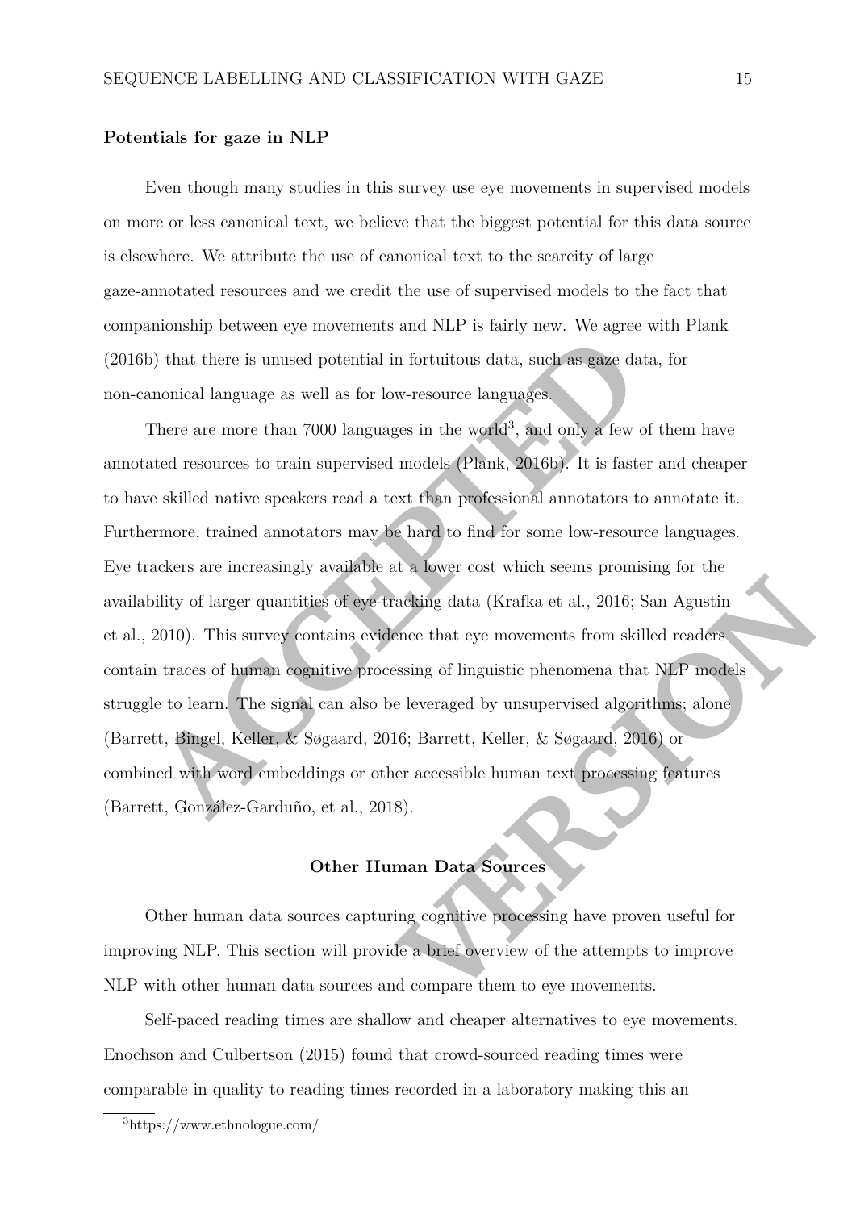### Potentials for gaze in NLP

Even though many studies in this survey use eye movements in supervised models on more or less canonical text, we believe that the biggest potential for this data source is elsewhere. We attribute the use of canonical text to the scarcity of large gaze-annotated resources and we credit the use of supervised models to the fact that companionship between eye movements and NLP is fairly new. We agree with Plank (2016b) that there is unused potential in fortuitous data, such as gaze data, for non-canonical language as well as for low-resource languages.

There are more than 7000 languages in the world[3], and only a few of them have annotated resources to train supervised models (Plank, 2016b). It is faster and cheaper to have skilled native speakers read a text than professional annotators to annotate it. Furthermore, trained annotators may be hard to find for some low-resource languages. Eye trackers are increasingly available at a lower cost which seems promising for the availability of larger quantities of eye-tracking data (Krafka et al., 2016; San Agustin et al., 2010). This survey contains evidence that eye movements from skilled readers contain traces of human cognitive processing of linguistic phenomena that NLP models struggle to learn. The signal can also be leveraged by unsupervised algorithms; alone (Barrett, Bingel, Keller, & Søgaard, 2016; Barrett, Keller, & Søgaard, 2016) or combined with word embeddings or other accessible human text processing features (Barrett, González-Garduño, et al., 2018).

## Other Human Data Sources

Other human data sources capturing cognitive processing have proven useful for improving NLP. This section will provide a brief overview of the attempts to improve NLP with other human data sources and compare them to eye movements.

Self-paced reading times are shallow and cheaper alternatives to eye movements. Enochson and Culbertson (2015) found that crowd-sourced reading times were comparable in quality to reading times recorded in a laboratory making this an

[3] https://www.ethnologue.com/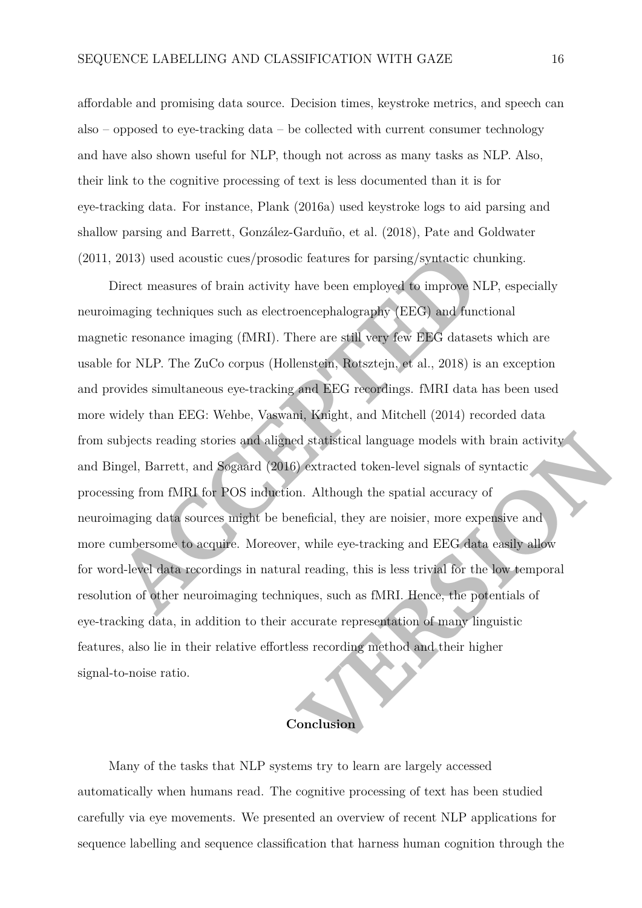affordable and promising data source. Decision times, keystroke metrics, and speech can also – opposed to eye-tracking data – be collected with current consumer technology and have also shown useful for NLP, though not across as many tasks as NLP. Also, their link to the cognitive processing of text is less documented than it is for eye-tracking data. For instance, Plank (2016a) used keystroke logs to aid parsing and shallow parsing and Barrett, González-Garduño, et al. (2018), Pate and Goldwater (2011, 2013) used acoustic cues/prosodic features for parsing/syntactic chunking.

Direct measures of brain activity have been employed to improve NLP, especially neuroimaging techniques such as electroencephalography (EEG) and functional magnetic resonance imaging (fMRI). There are still very few EEG datasets which are usable for NLP. The ZuCo corpus (Hollenstein, Rotsztejn, et al., 2018) is an exception and provides simultaneous eye-tracking and EEG recordings. fMRI data has been used more widely than EEG: Wehbe, Vaswani, Knight, and Mitchell (2014) recorded data from subjects reading stories and aligned statistical language models with brain activity and Bingel, Barrett, and Søgaard (2016) extracted token-level signals of syntactic processing from fMRI for POS induction. Although the spatial accuracy of neuroimaging data sources might be beneficial, they are noisier, more expensive and more cumbersome to acquire. Moreover, while eye-tracking and EEG data easily allow for word-level data recordings in natural reading, this is less trivial for the low temporal resolution of other neuroimaging techniques, such as fMRI. Hence, the potentials of eye-tracking data, in addition to their accurate representation of many linguistic features, also lie in their relative effortless recording method and their higher signal-to-noise ratio.

## Conclusion

Many of the tasks that NLP systems try to learn are largely accessed automatically when humans read. The cognitive processing of text has been studied carefully via eye movements. We presented an overview of recent NLP applications for sequence labelling and sequence classification that harness human cognition through the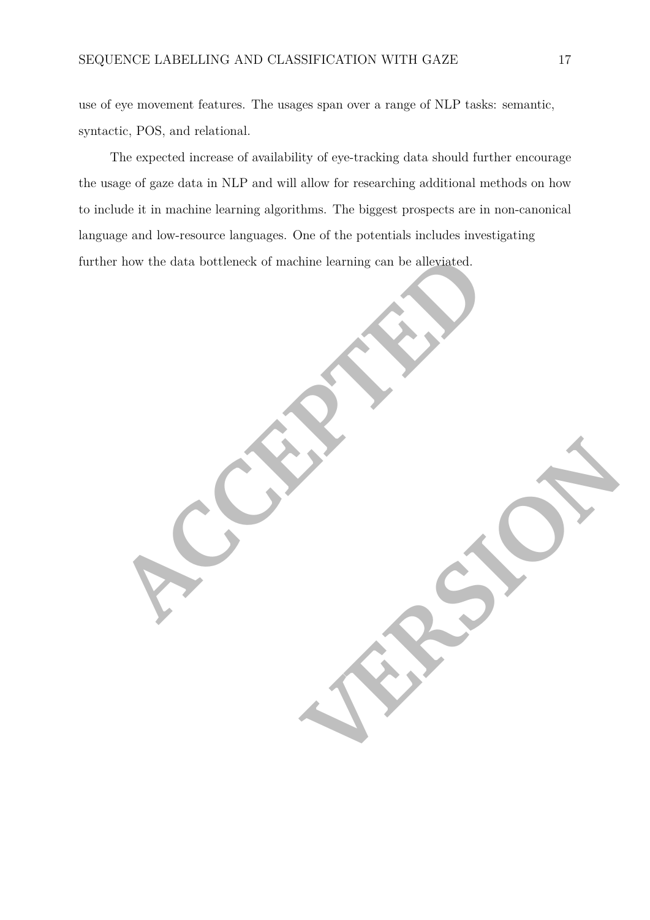use of eye movement features. The usages span over a range of NLP tasks: semantic, syntactic, POS, and relational.

The expected increase of availability of eye-tracking data should further encourage the usage of gaze data in NLP and will allow for researching additional methods on how to include it in machine learning algorithms. The biggest prospects are in non-canonical language and low-resource languages. One of the potentials includes investigating further how the data bottleneck of machine learning can be alleviated.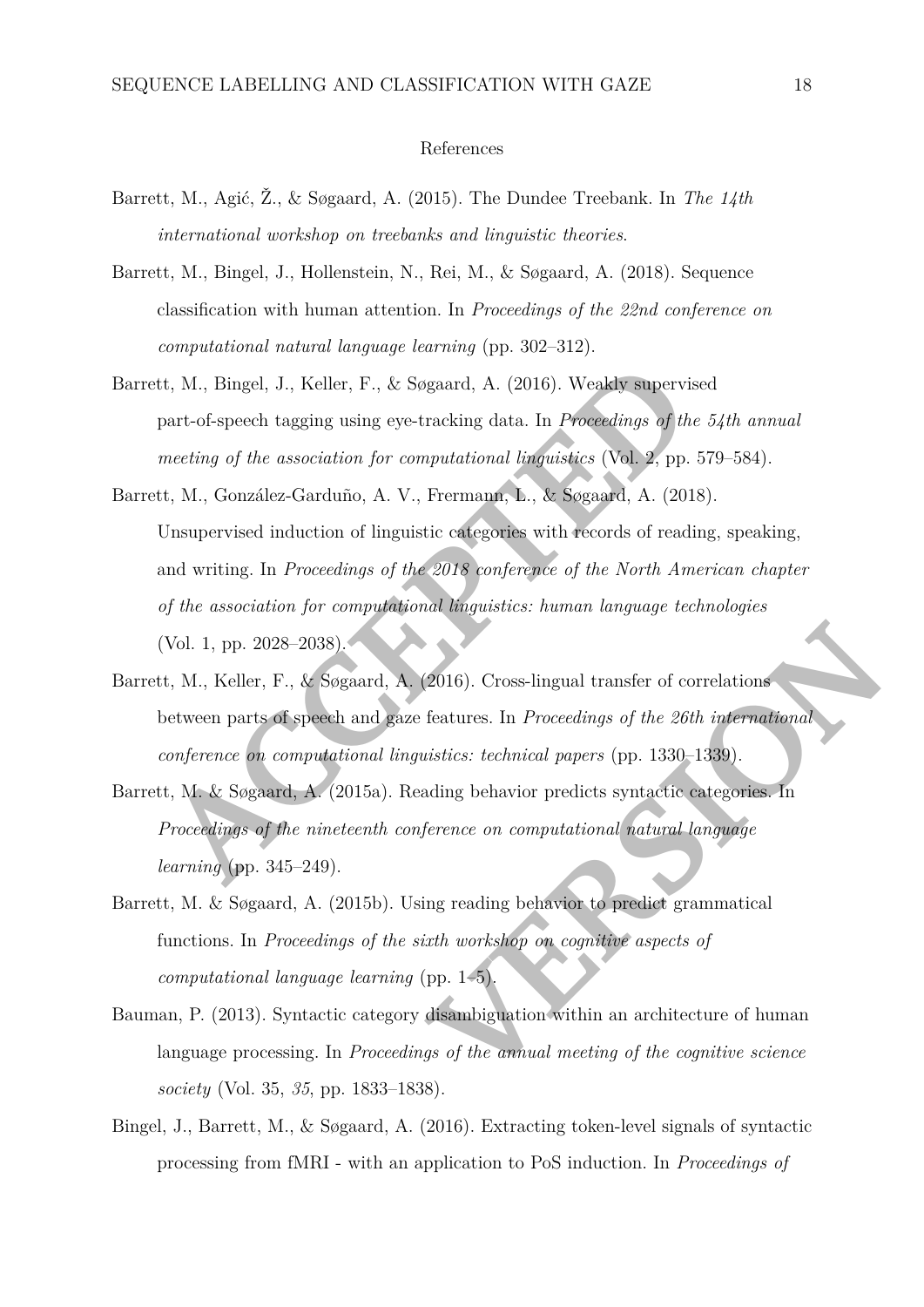References

Barrett, M., Agić, Ž., & Søgaard, A. (2015). The Dundee Treebank. In *The 14th international workshop on treebanks and linguistic theories*.

Barrett, M., Bingel, J., Hollenstein, N., Rei, M., & Søgaard, A. (2018). Sequence classification with human attention. In *Proceedings of the 22nd conference on computational natural language learning* (pp. 302–312).

Barrett, M., Bingel, J., Keller, F., & Søgaard, A. (2016). Weakly supervised part-of-speech tagging using eye-tracking data. In *Proceedings of the 54th annual meeting of the association for computational linguistics* (Vol. 2, pp. 579–584).

Barrett, M., González-Garduño, A. V., Frermann, L., & Søgaard, A. (2018). Unsupervised induction of linguistic categories with records of reading, speaking, and writing. In *Proceedings of the 2018 conference of the North American chapter of the association for computational linguistics: human language technologies* (Vol. 1, pp. 2028–2038).

Barrett, M., Keller, F., & Søgaard, A. (2016). Cross-lingual transfer of correlations between parts of speech and gaze features. In *Proceedings of the 26th international conference on computational linguistics: technical papers* (pp. 1330–1339).

Barrett, M. & Søgaard, A. (2015a). Reading behavior predicts syntactic categories. In *Proceedings of the nineteenth conference on computational natural language learning* (pp. 345–249).

Barrett, M. & Søgaard, A. (2015b). Using reading behavior to predict grammatical functions. In *Proceedings of the sixth workshop on cognitive aspects of computational language learning* (pp. 1–5).

Bauman, P. (2013). Syntactic category disambiguation within an architecture of human language processing. In *Proceedings of the annual meeting of the cognitive science society* (Vol. 35, *35*, pp. 1833–1838).

Bingel, J., Barrett, M., & Søgaard, A. (2016). Extracting token-level signals of syntactic processing from fMRI - with an application to PoS induction. In *Proceedings of*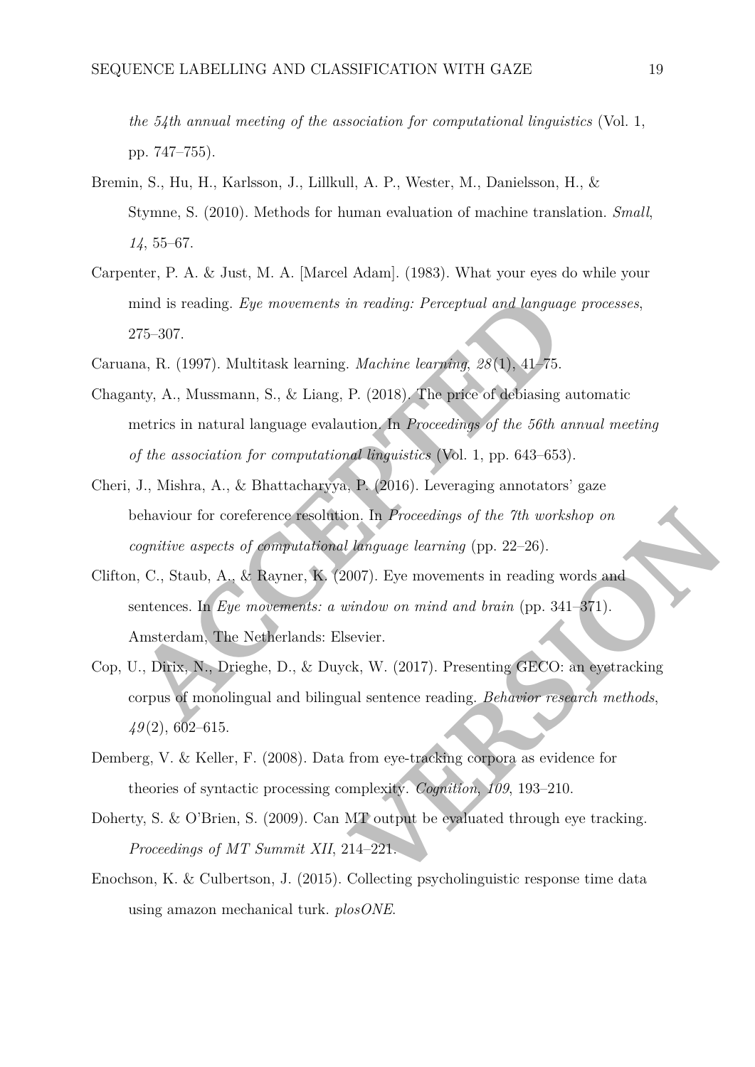*the 54th annual meeting of the association for computational linguistics* (Vol. 1, pp. 747–755).

Bremin, S., Hu, H., Karlsson, J., Lillkull, A. P., Wester, M., Danielsson, H., & Stymne, S. (2010). Methods for human evaluation of machine translation. *Small*, *14*, 55–67.

Carpenter, P. A. & Just, M. A. [Marcel Adam]. (1983). What your eyes do while your mind is reading. *Eye movements in reading: Perceptual and language processes*, 275–307.

Caruana, R. (1997). Multitask learning. *Machine learning*, *28*(1), 41–75.

Chaganty, A., Mussmann, S., & Liang, P. (2018). The price of debiasing automatic metrics in natural language evalaution. In *Proceedings of the 56th annual meeting of the association for computational linguistics* (Vol. 1, pp. 643–653).

Cheri, J., Mishra, A., & Bhattacharyya, P. (2016). Leveraging annotators' gaze behaviour for coreference resolution. In *Proceedings of the 7th workshop on cognitive aspects of computational language learning* (pp. 22–26).

Clifton, C., Staub, A., & Rayner, K. (2007). Eye movements in reading words and sentences. In *Eye movements: a window on mind and brain* (pp. 341–371). Amsterdam, The Netherlands: Elsevier.

Cop, U., Dirix, N., Drieghe, D., & Duyck, W. (2017). Presenting GECO: an eyetracking corpus of monolingual and bilingual sentence reading. *Behavior research methods*, *49*(2), 602–615.

Demberg, V. & Keller, F. (2008). Data from eye-tracking corpora as evidence for theories of syntactic processing complexity. *Cognition*, *109*, 193–210.

Doherty, S. & O'Brien, S. (2009). Can MT output be evaluated through eye tracking. *Proceedings of MT Summit XII*, 214–221.

Enochson, K. & Culbertson, J. (2015). Collecting psycholinguistic response time data using amazon mechanical turk. *plosONE*.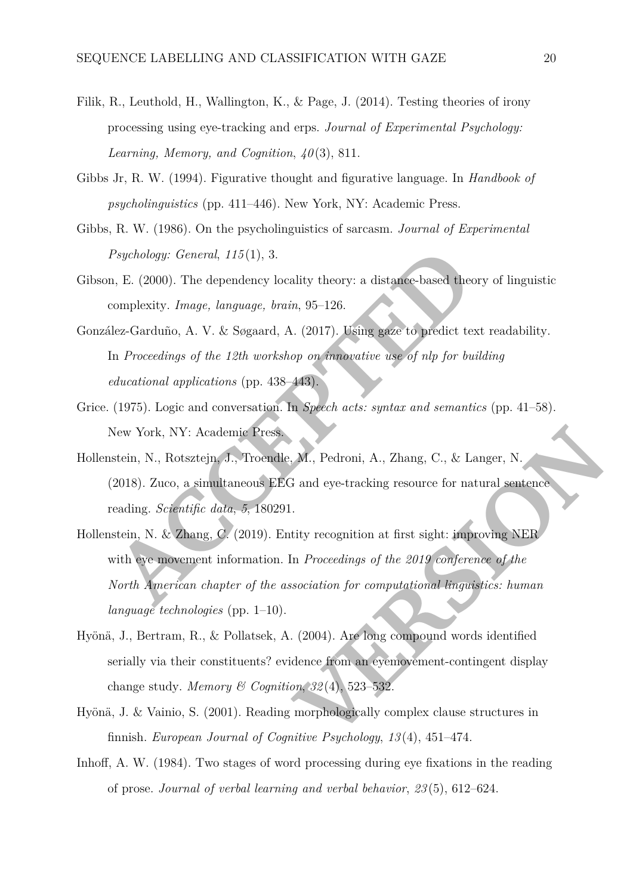Filik, R., Leuthold, H., Wallington, K., & Page, J. (2014). Testing theories of irony processing using eye-tracking and erps. *Journal of Experimental Psychology: Learning, Memory, and Cognition*, *40*(3), 811.

Gibbs Jr, R. W. (1994). Figurative thought and figurative language. In *Handbook of psycholinguistics* (pp. 411–446). New York, NY: Academic Press.

Gibbs, R. W. (1986). On the psycholinguistics of sarcasm. *Journal of Experimental Psychology: General*, *115*(1), 3.

Gibson, E. (2000). The dependency locality theory: a distance-based theory of linguistic complexity. *Image, language, brain*, 95–126.

González-Garduño, A. V. & Søgaard, A. (2017). Using gaze to predict text readability. In *Proceedings of the 12th workshop on innovative use of nlp for building educational applications* (pp. 438–443).

Grice. (1975). Logic and conversation. In *Speech acts: syntax and semantics* (pp. 41–58). New York, NY: Academic Press.

Hollenstein, N., Rotsztejn, J., Troendle, M., Pedroni, A., Zhang, C., & Langer, N. (2018). Zuco, a simultaneous EEG and eye-tracking resource for natural sentence reading. *Scientific data*, *5*, 180291.

Hollenstein, N. & Zhang, C. (2019). Entity recognition at first sight: improving NER with eye movement information. In *Proceedings of the 2019 conference of the North American chapter of the association for computational linguistics: human language technologies* (pp. 1–10).

Hyönä, J., Bertram, R., & Pollatsek, A. (2004). Are long compound words identified serially via their constituents? evidence from an eyemovement-contingent display change study. *Memory & Cognition*, *32*(4), 523–532.

Hyönä, J. & Vainio, S. (2001). Reading morphologically complex clause structures in finnish. *European Journal of Cognitive Psychology*, *13*(4), 451–474.

Inhoff, A. W. (1984). Two stages of word processing during eye fixations in the reading of prose. *Journal of verbal learning and verbal behavior*, *23*(5), 612–624.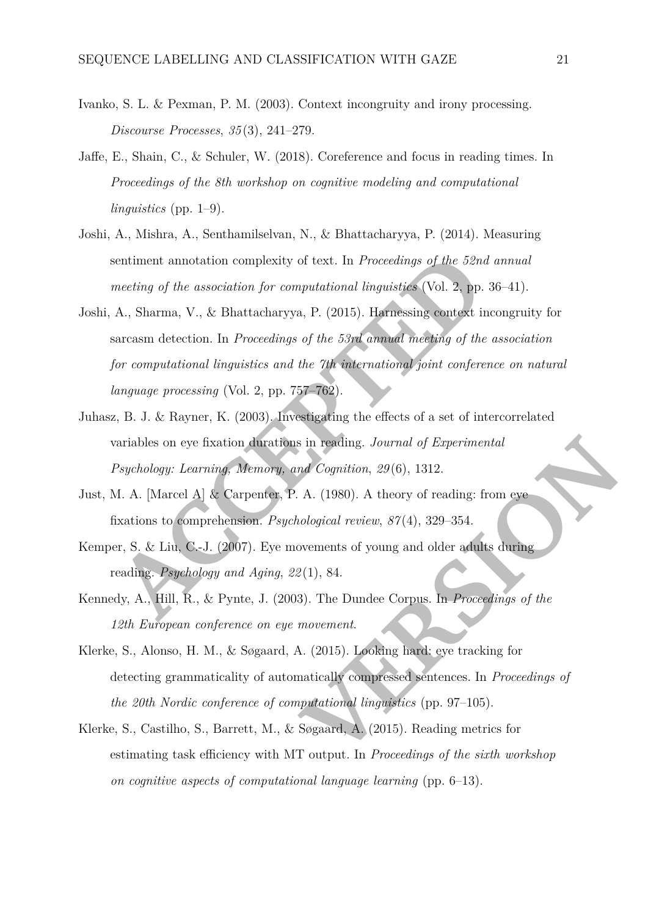Ivanko, S. L. & Pexman, P. M. (2003). Context incongruity and irony processing. *Discourse Processes*, *35*(3), 241–279.

Jaffe, E., Shain, C., & Schuler, W. (2018). Coreference and focus in reading times. In *Proceedings of the 8th workshop on cognitive modeling and computational linguistics* (pp. 1–9).

Joshi, A., Mishra, A., Senthamilselvan, N., & Bhattacharyya, P. (2014). Measuring sentiment annotation complexity of text. In *Proceedings of the 52nd annual meeting of the association for computational linguistics* (Vol. 2, pp. 36–41).

Joshi, A., Sharma, V., & Bhattacharyya, P. (2015). Harnessing context incongruity for sarcasm detection. In *Proceedings of the 53rd annual meeting of the association for computational linguistics and the 7th international joint conference on natural language processing* (Vol. 2, pp. 757–762).

Juhasz, B. J. & Rayner, K. (2003). Investigating the effects of a set of intercorrelated variables on eye fixation durations in reading. *Journal of Experimental Psychology: Learning, Memory, and Cognition*, *29*(6), 1312.

Just, M. A. [Marcel A] & Carpenter, P. A. (1980). A theory of reading: from eye fixations to comprehension. *Psychological review*, *87*(4), 329–354.

Kemper, S. & Liu, C.-J. (2007). Eye movements of young and older adults during reading. *Psychology and Aging*, *22*(1), 84.

Kennedy, A., Hill, R., & Pynte, J. (2003). The Dundee Corpus. In *Proceedings of the 12th European conference on eye movement*.

Klerke, S., Alonso, H. M., & Søgaard, A. (2015). Looking hard: eye tracking for detecting grammaticality of automatically compressed sentences. In *Proceedings of the 20th Nordic conference of computational linguistics* (pp. 97–105).

Klerke, S., Castilho, S., Barrett, M., & Søgaard, A. (2015). Reading metrics for estimating task efficiency with MT output. In *Proceedings of the sixth workshop on cognitive aspects of computational language learning* (pp. 6–13).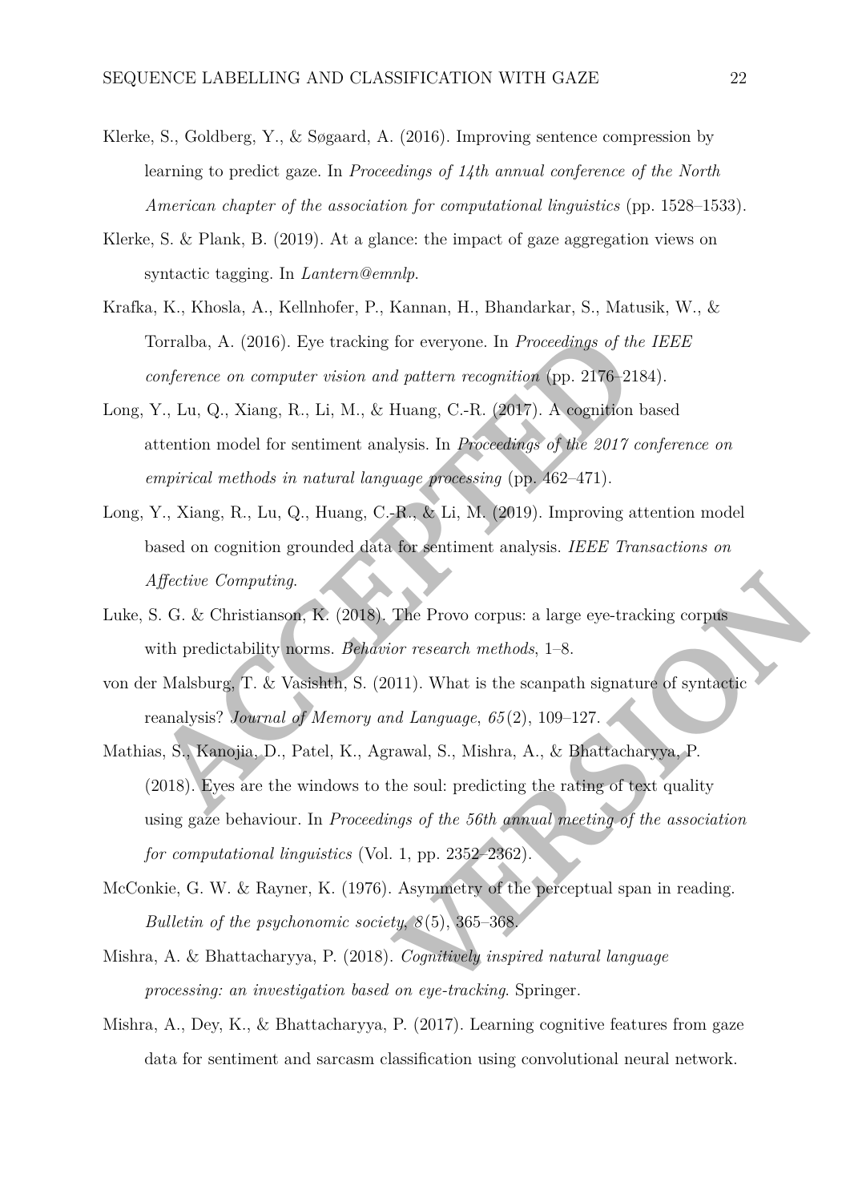Klerke, S., Goldberg, Y., & Søgaard, A. (2016). Improving sentence compression by learning to predict gaze. In *Proceedings of 14th annual conference of the North American chapter of the association for computational linguistics* (pp. 1528–1533).

Klerke, S. & Plank, B. (2019). At a glance: the impact of gaze aggregation views on syntactic tagging. In *Lantern@emnlp*.

Krafka, K., Khosla, A., Kellnhofer, P., Kannan, H., Bhandarkar, S., Matusik, W., & Torralba, A. (2016). Eye tracking for everyone. In *Proceedings of the IEEE conference on computer vision and pattern recognition* (pp. 2176–2184).

Long, Y., Lu, Q., Xiang, R., Li, M., & Huang, C.-R. (2017). A cognition based attention model for sentiment analysis. In *Proceedings of the 2017 conference on empirical methods in natural language processing* (pp. 462–471).

Long, Y., Xiang, R., Lu, Q., Huang, C.-R., & Li, M. (2019). Improving attention model based on cognition grounded data for sentiment analysis. *IEEE Transactions on Affective Computing*.

Luke, S. G. & Christianson, K. (2018). The Provo corpus: a large eye-tracking corpus with predictability norms. *Behavior research methods*, 1–8.

von der Malsburg, T. & Vasishth, S. (2011). What is the scanpath signature of syntactic reanalysis? *Journal of Memory and Language*, *65*(2), 109–127.

Mathias, S., Kanojia, D., Patel, K., Agrawal, S., Mishra, A., & Bhattacharyya, P. (2018). Eyes are the windows to the soul: predicting the rating of text quality using gaze behaviour. In *Proceedings of the 56th annual meeting of the association for computational linguistics* (Vol. 1, pp. 2352–2362).

McConkie, G. W. & Rayner, K. (1976). Asymmetry of the perceptual span in reading. *Bulletin of the psychonomic society*, *8*(5), 365–368.

Mishra, A. & Bhattacharyya, P. (2018). *Cognitively inspired natural language processing: an investigation based on eye-tracking*. Springer.

Mishra, A., Dey, K., & Bhattacharyya, P. (2017). Learning cognitive features from gaze data for sentiment and sarcasm classification using convolutional neural network.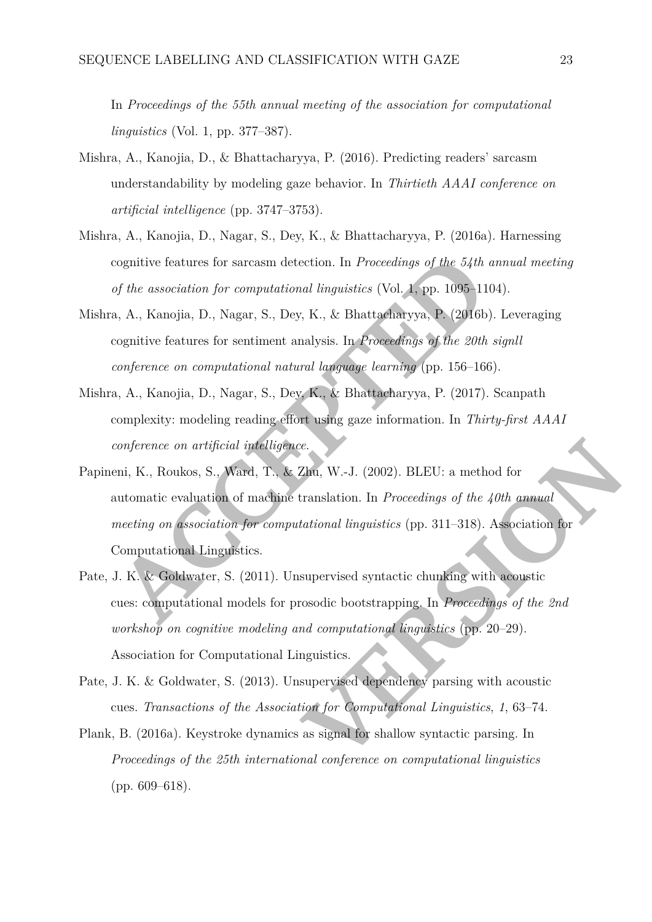In *Proceedings of the 55th annual meeting of the association for computational linguistics* (Vol. 1, pp. 377–387).

Mishra, A., Kanojia, D., & Bhattacharyya, P. (2016). Predicting readers' sarcasm understandability by modeling gaze behavior. In *Thirtieth AAAI conference on artificial intelligence* (pp. 3747–3753).

Mishra, A., Kanojia, D., Nagar, S., Dey, K., & Bhattacharyya, P. (2016a). Harnessing cognitive features for sarcasm detection. In *Proceedings of the 54th annual meeting of the association for computational linguistics* (Vol. 1, pp. 1095–1104).

Mishra, A., Kanojia, D., Nagar, S., Dey, K., & Bhattacharyya, P. (2016b). Leveraging cognitive features for sentiment analysis. In *Proceedings of the 20th signll conference on computational natural language learning* (pp. 156–166).

Mishra, A., Kanojia, D., Nagar, S., Dey, K., & Bhattacharyya, P. (2017). Scanpath complexity: modeling reading effort using gaze information. In *Thirty-first AAAI conference on artificial intelligence*.

Papineni, K., Roukos, S., Ward, T., & Zhu, W.-J. (2002). BLEU: a method for automatic evaluation of machine translation. In *Proceedings of the 40th annual meeting on association for computational linguistics* (pp. 311–318). Association for Computational Linguistics.

Pate, J. K. & Goldwater, S. (2011). Unsupervised syntactic chunking with acoustic cues: computational models for prosodic bootstrapping. In *Proceedings of the 2nd workshop on cognitive modeling and computational linguistics* (pp. 20–29). Association for Computational Linguistics.

Pate, J. K. & Goldwater, S. (2013). Unsupervised dependency parsing with acoustic cues. *Transactions of the Association for Computational Linguistics*, *1*, 63–74.

Plank, B. (2016a). Keystroke dynamics as signal for shallow syntactic parsing. In *Proceedings of the 25th international conference on computational linguistics* (pp. 609–618).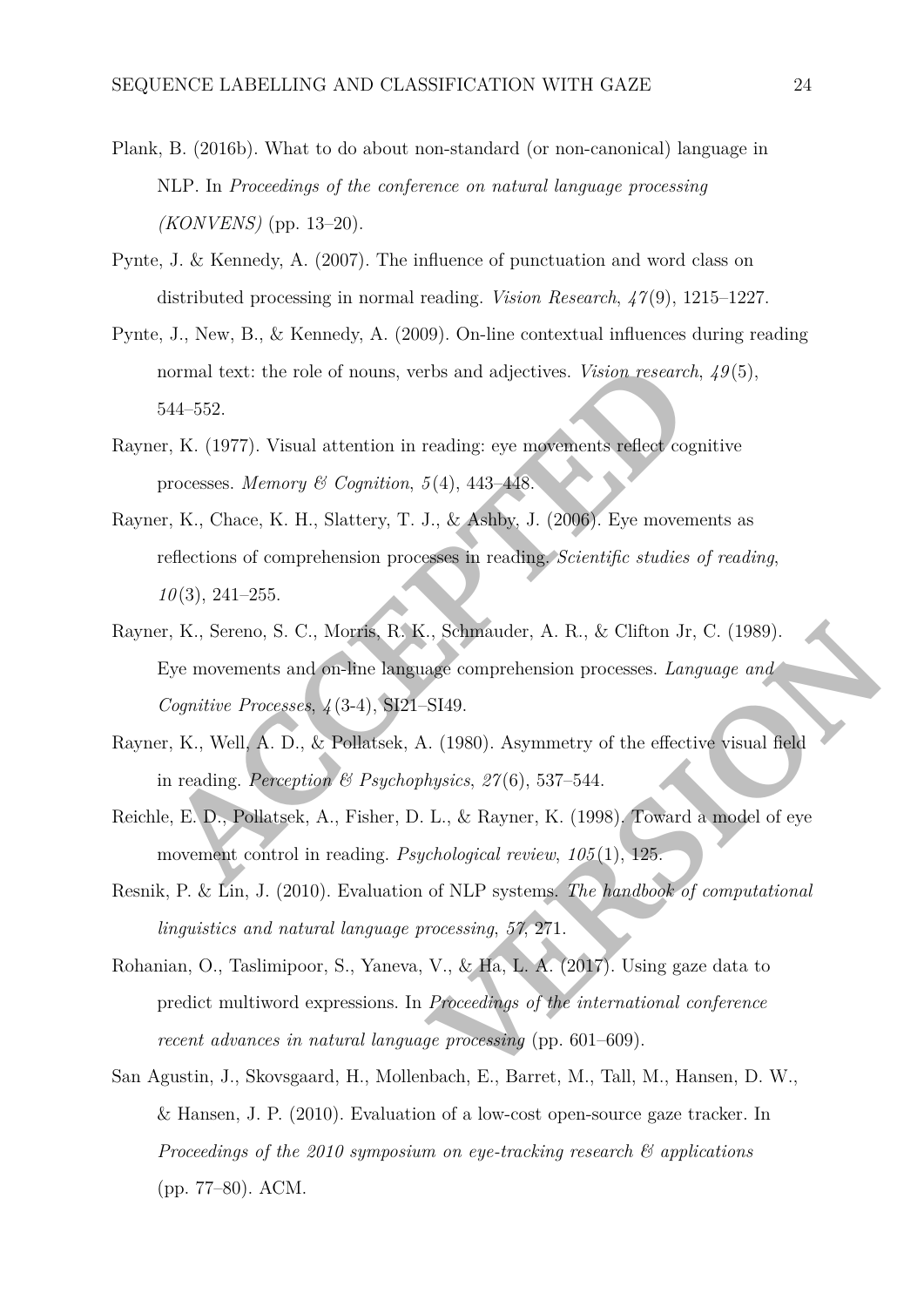Plank, B. (2016b). What to do about non-standard (or non-canonical) language in NLP. In *Proceedings of the conference on natural language processing (KONVENS)* (pp. 13–20).

Pynte, J. & Kennedy, A. (2007). The influence of punctuation and word class on distributed processing in normal reading. *Vision Research*, *47*(9), 1215–1227.

Pynte, J., New, B., & Kennedy, A. (2009). On-line contextual influences during reading normal text: the role of nouns, verbs and adjectives. *Vision research*, *49*(5), 544–552.

Rayner, K. (1977). Visual attention in reading: eye movements reflect cognitive processes. *Memory & Cognition*, *5*(4), 443–448.

Rayner, K., Chace, K. H., Slattery, T. J., & Ashby, J. (2006). Eye movements as reflections of comprehension processes in reading. *Scientific studies of reading*, *10*(3), 241–255.

Rayner, K., Sereno, S. C., Morris, R. K., Schmauder, A. R., & Clifton Jr, C. (1989). Eye movements and on-line language comprehension processes. *Language and Cognitive Processes*, *4*(3-4), SI21–SI49.

Rayner, K., Well, A. D., & Pollatsek, A. (1980). Asymmetry of the effective visual field in reading. *Perception & Psychophysics*, *27*(6), 537–544.

Reichle, E. D., Pollatsek, A., Fisher, D. L., & Rayner, K. (1998). Toward a model of eye movement control in reading. *Psychological review*, *105*(1), 125.

Resnik, P. & Lin, J. (2010). Evaluation of NLP systems. *The handbook of computational linguistics and natural language processing*, *57*, 271.

Rohanian, O., Taslimipoor, S., Yaneva, V., & Ha, L. A. (2017). Using gaze data to predict multiword expressions. In *Proceedings of the international conference recent advances in natural language processing* (pp. 601–609).

San Agustin, J., Skovsgaard, H., Mollenbach, E., Barret, M., Tall, M., Hansen, D. W., & Hansen, J. P. (2010). Evaluation of a low-cost open-source gaze tracker. In *Proceedings of the 2010 symposium on eye-tracking research & applications* (pp. 77–80). ACM.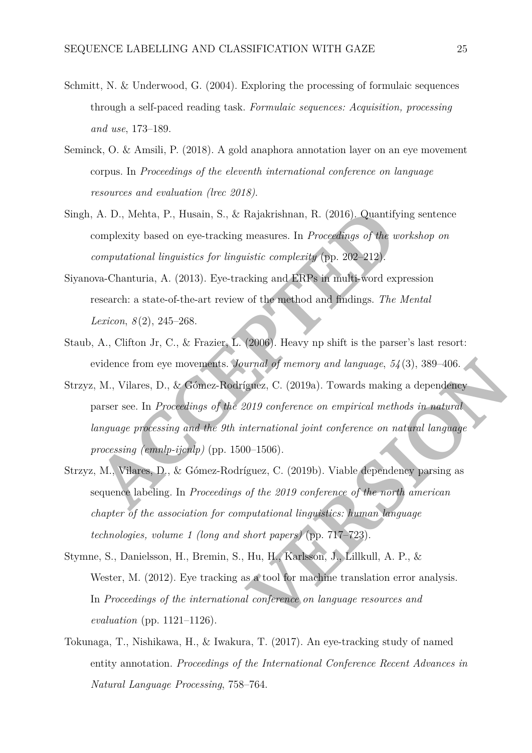Schmitt, N. & Underwood, G. (2004). Exploring the processing of formulaic sequences through a self-paced reading task. *Formulaic sequences: Acquisition, processing and use*, 173–189.

Seminck, O. & Amsili, P. (2018). A gold anaphora annotation layer on an eye movement corpus. In *Proceedings of the eleventh international conference on language resources and evaluation (lrec 2018)*.

Singh, A. D., Mehta, P., Husain, S., & Rajakrishnan, R. (2016). Quantifying sentence complexity based on eye-tracking measures. In *Proceedings of the workshop on computational linguistics for linguistic complexity* (pp. 202–212).

Siyanova-Chanturia, A. (2013). Eye-tracking and ERPs in multi-word expression research: a state-of-the-art review of the method and findings. *The Mental Lexicon*, *8*(2), 245–268.

Staub, A., Clifton Jr, C., & Frazier, L. (2006). Heavy np shift is the parser's last resort: evidence from eye movements. *Journal of memory and language*, *54*(3), 389–406.

Strzyz, M., Vilares, D., & Gómez-Rodríguez, C. (2019a). Towards making a dependency parser see. In *Proceedings of the 2019 conference on empirical methods in natural language processing and the 9th international joint conference on natural language processing (emnlp-ijcnlp)* (pp. 1500–1506).

Strzyz, M., Vilares, D., & Gómez-Rodríguez, C. (2019b). Viable dependency parsing as sequence labeling. In *Proceedings of the 2019 conference of the north american chapter of the association for computational linguistics: human language technologies, volume 1 (long and short papers)* (pp. 717–723).

Stymne, S., Danielsson, H., Bremin, S., Hu, H., Karlsson, J., Lillkull, A. P., & Wester, M. (2012). Eye tracking as a tool for machine translation error analysis. In *Proceedings of the international conference on language resources and evaluation* (pp. 1121–1126).

Tokunaga, T., Nishikawa, H., & Iwakura, T. (2017). An eye-tracking study of named entity annotation. *Proceedings of the International Conference Recent Advances in Natural Language Processing*, 758–764.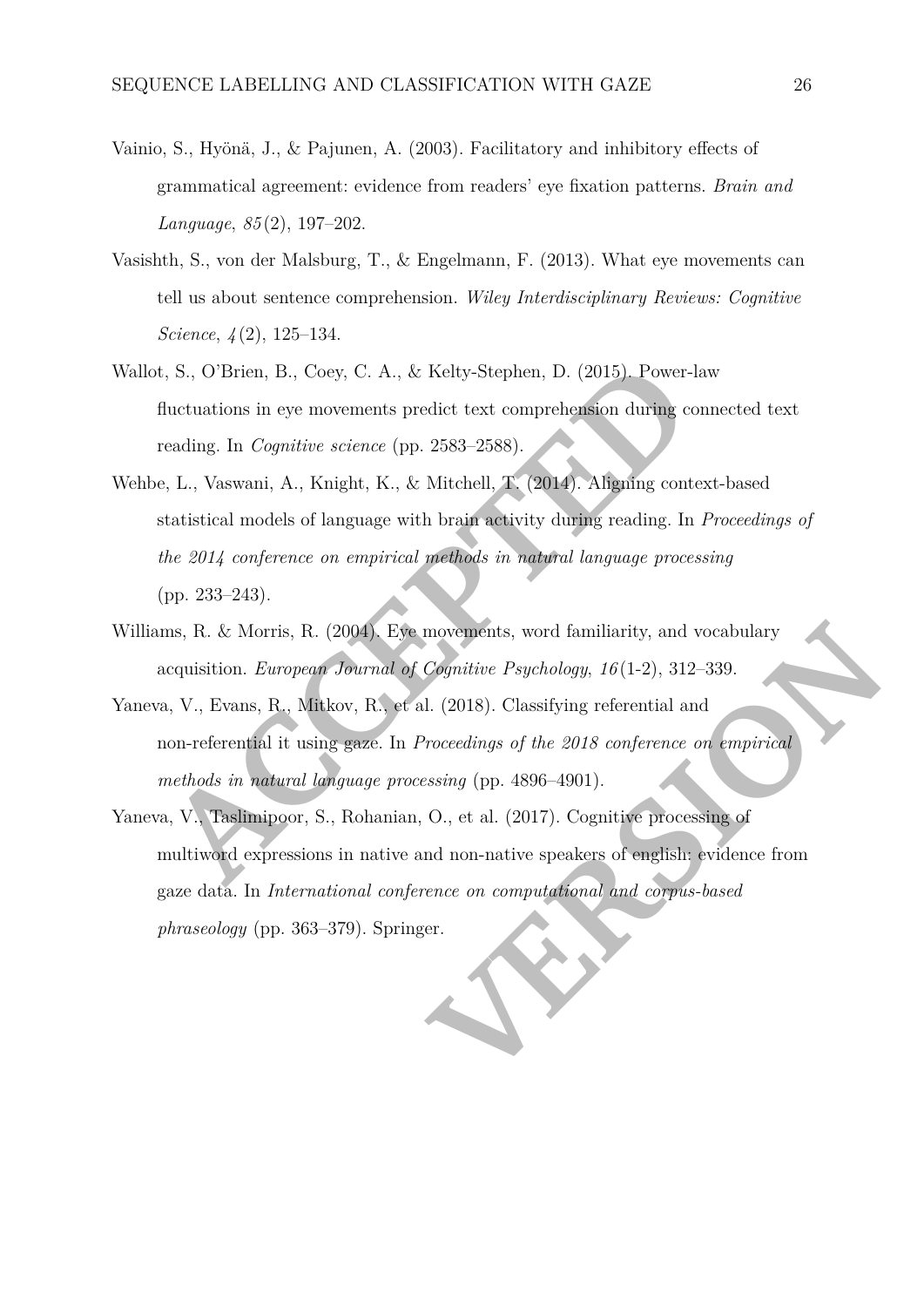Vainio, S., Hyönä, J., & Pajunen, A. (2003). Facilitatory and inhibitory effects of grammatical agreement: evidence from readers' eye fixation patterns. *Brain and Language*, *85*(2), 197–202.

Vasishth, S., von der Malsburg, T., & Engelmann, F. (2013). What eye movements can tell us about sentence comprehension. *Wiley Interdisciplinary Reviews: Cognitive Science*, *4*(2), 125–134.

Wallot, S., O'Brien, B., Coey, C. A., & Kelty-Stephen, D. (2015). Power-law fluctuations in eye movements predict text comprehension during connected text reading. In *Cognitive science* (pp. 2583–2588).

Wehbe, L., Vaswani, A., Knight, K., & Mitchell, T. (2014). Aligning context-based statistical models of language with brain activity during reading. In *Proceedings of the 2014 conference on empirical methods in natural language processing* (pp. 233–243).

Williams, R. & Morris, R. (2004). Eye movements, word familiarity, and vocabulary acquisition. *European Journal of Cognitive Psychology*, *16*(1-2), 312–339.

Yaneva, V., Evans, R., Mitkov, R., et al. (2018). Classifying referential and non-referential it using gaze. In *Proceedings of the 2018 conference on empirical methods in natural language processing* (pp. 4896–4901).

Yaneva, V., Taslimipoor, S., Rohanian, O., et al. (2017). Cognitive processing of multiword expressions in native and non-native speakers of english: evidence from gaze data. In *International conference on computational and corpus-based phraseology* (pp. 363–379). Springer.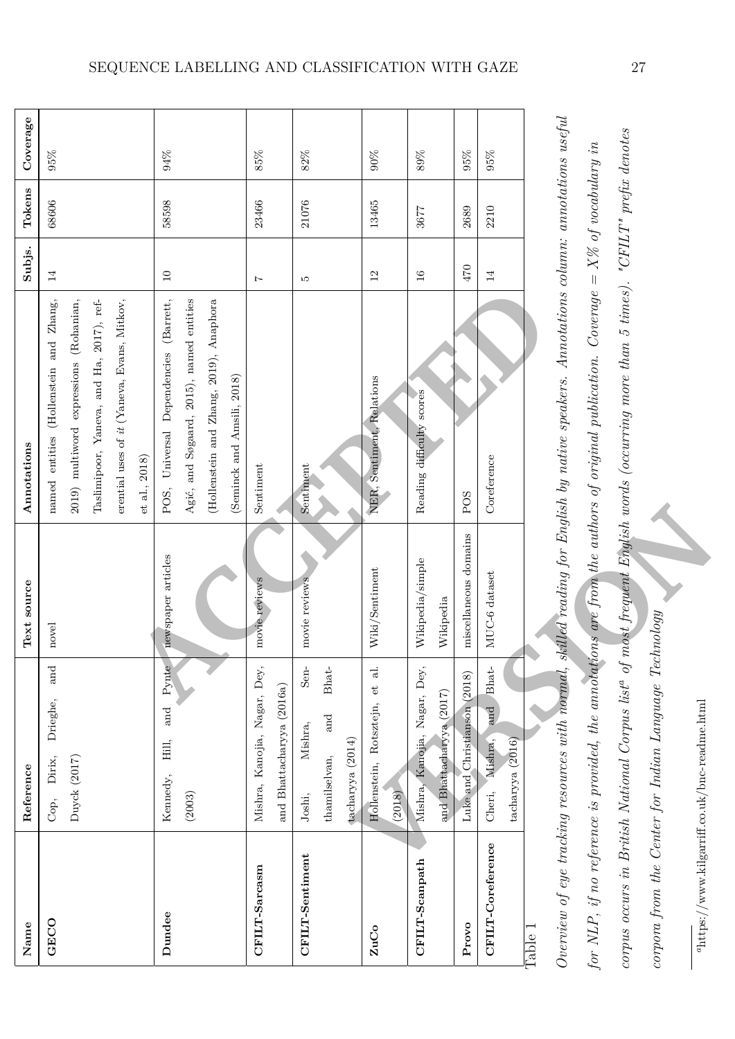| Name | Reference | Text source | Annotations | Subjs. | Tokens | Coverage |
|---|---|---|---|---|---|---|
| **GECO** | Cop, Dirix, Drieghe, and Duyck (2017) | novel | named entities (Hollenstein and Zhang, 2019) multiword expressions (Rohanian, Taslimipoor, Yaneva, and Ha, 2017), referential uses of *it* (Yaneva, Evans, Mitkov, et al., 2018) | 14 | 68606 | 95% |
| **Dundee** | Kennedy, Hill, and Pynte (2003) | newspaper articles | POS, Universal Dependencies (Barrett, Agić, and Søgaard, 2015), named entities (Hollenstein and Zhang, 2019), Anaphora (Seminck and Amsili, 2018) | 10 | 58598 | 94% |
| **CFILT-Sarcasm** | Mishra, Kanojia, Nagar, Dey, and Bhattacharyya (2016a) | movie reviews | Sentiment | 7 | 23466 | 85% |
| **CFILT-Sentiment** | Joshi, Mishra, Senthamilselvan, and Bhattacharyya (2014) | movie reviews | Sentiment | 5 | 21076 | 82% |
| **ZuCo** | Hollenstein, Rotsztejn, et al. (2018) | Wiki/Sentiment | NER, Sentiment, Relations | 12 | 13465 | 90% |
| **CFILT-Scanpath** | Mishra, Kanojia, Nagar, Dey, and Bhattacharyya (2017) | Wikipedia/simple Wikipedia | Reading difficulty scores | 16 | 3677 | 89% |
| **Provo** | Luke and Christianson (2018) | miscellaneous domains | POS | 470 | 2689 | 95% |
| **CFILT-Coreference** | Cheri, Mishra, and Bhattacharyya (2016) | MUC-6 dataset | Coreference | 14 | 2210 | 95% |

Table 1

*Overview of eye tracking resources with normal, skilled reading for English by native speakers. Annotations column: annotations useful for NLP, if no reference is provided, the annotations are from the authors of original publication. Coverage = X% of vocabulary in corpus occurs in British National Corpus list*[a] *of most frequent English words (occurring more than 5 times). "CFILT" prefix denotes corpora from the Center for Indian Language Technology*

[a] https://www.kilgarriff.co.uk/bnc-readme.html